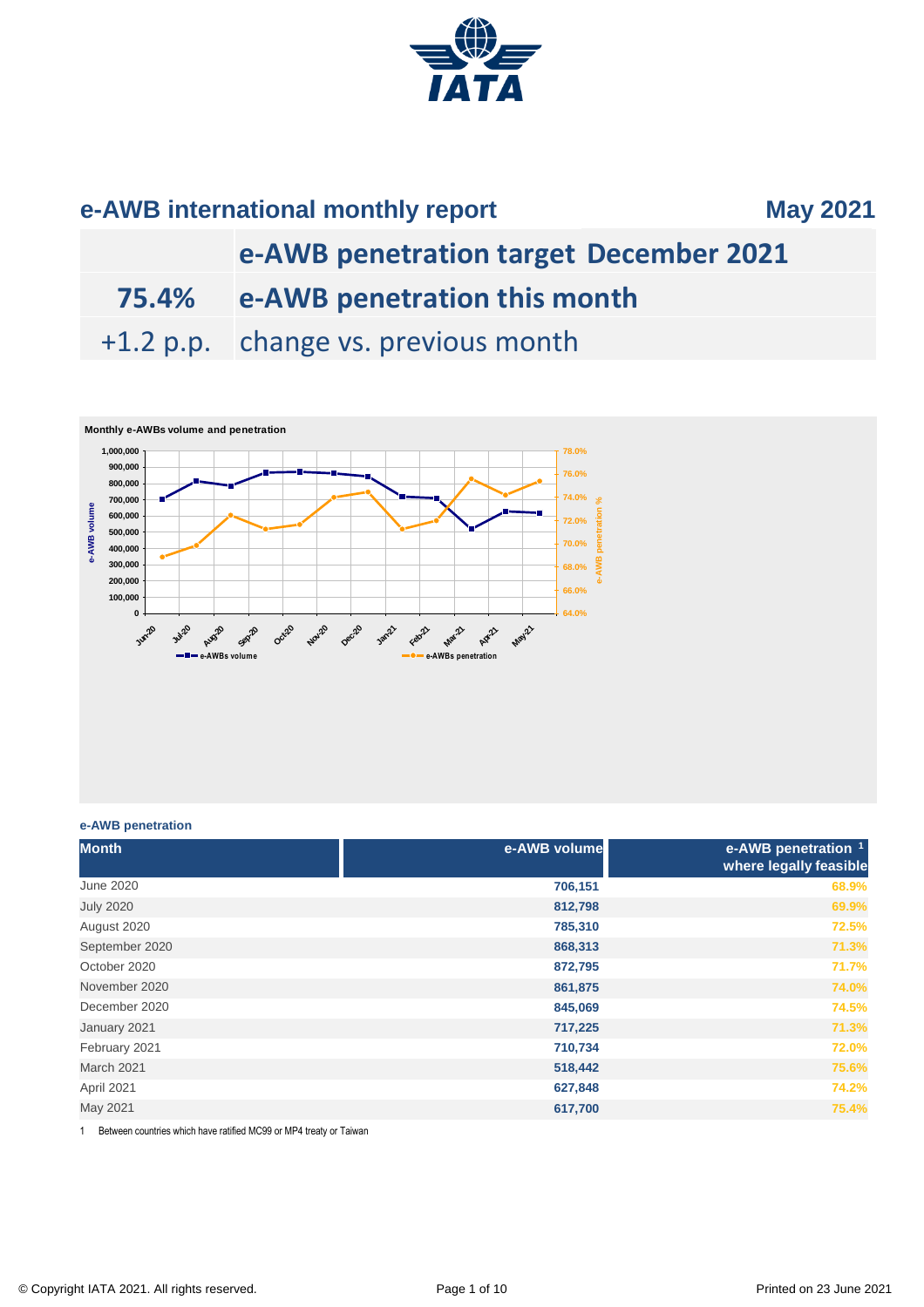# e-AWB international monthly report

**May 2021**

| | |
|---|---|
| | **e-AWB penetration target December 2021** |
| **75.4%** | **e-AWB penetration this month** |
| +1.2 p.p. | change vs. previous month |

**Monthly e-AWBs volume and penetration**

### e-AWB penetration

| Month | e-AWB volume | e-AWB penetration [1] where legally feasible |
|---|---:|---:|
| June 2020 | 706,151 | 68.9% |
| July 2020 | 812,798 | 69.9% |
| August 2020 | 785,310 | 72.5% |
| September 2020 | 868,313 | 71.3% |
| October 2020 | 872,795 | 71.7% |
| November 2020 | 861,875 | 74.0% |
| December 2020 | 845,069 | 74.5% |
| January 2021 | 717,225 | 71.3% |
| February 2021 | 710,734 | 72.0% |
| March 2021 | 518,442 | 75.6% |
| April 2021 | 627,848 | 74.2% |
| May 2021 | 617,700 | 75.4% |

1 Between countries which have ratified MC99 or MP4 treaty or Taiwan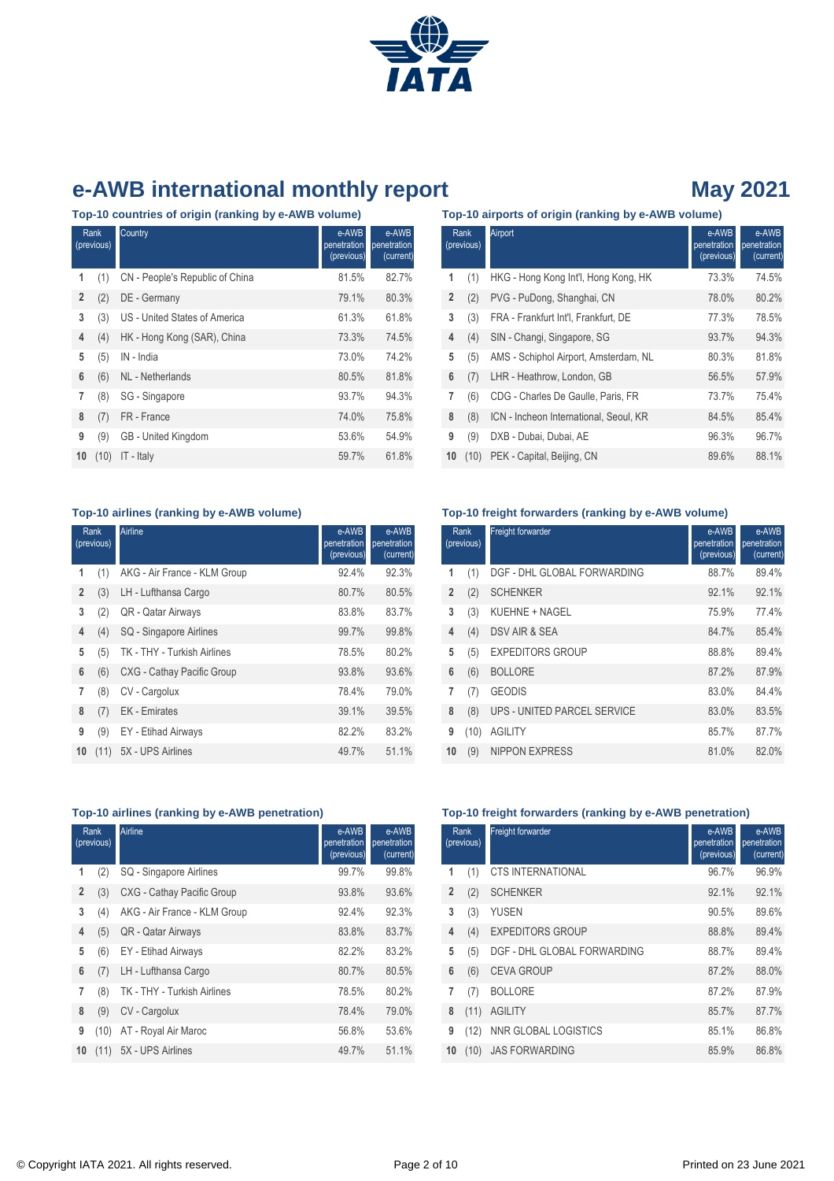# e-AWB international monthly report

## May 2021

### Top-10 countries of origin (ranking by e-AWB volume)

| Rank | (previous) | Country | e-AWB penetration (previous) | e-AWB penetration (current) |
|---|---|---|---|---|
| 1 | (1) | CN - People's Republic of China | 81.5% | 82.7% |
| 2 | (2) | DE - Germany | 79.1% | 80.3% |
| 3 | (3) | US - United States of America | 61.3% | 61.8% |
| 4 | (4) | HK - Hong Kong (SAR), China | 73.3% | 74.5% |
| 5 | (5) | IN - India | 73.0% | 74.2% |
| 6 | (6) | NL - Netherlands | 80.5% | 81.8% |
| 7 | (8) | SG - Singapore | 93.7% | 94.3% |
| 8 | (7) | FR - France | 74.0% | 75.8% |
| 9 | (9) | GB - United Kingdom | 53.6% | 54.9% |
| 10 | (10) | IT - Italy | 59.7% | 61.8% |

### Top-10 airports of origin (ranking by e-AWB volume)

| Rank | (previous) | Airport | e-AWB penetration (previous) | e-AWB penetration (current) |
|---|---|---|---|---|
| 1 | (1) | HKG - Hong Kong Int'l, Hong Kong, HK | 73.3% | 74.5% |
| 2 | (2) | PVG - PuDong, Shanghai, CN | 78.0% | 80.2% |
| 3 | (3) | FRA - Frankfurt Int'l, Frankfurt, DE | 77.3% | 78.5% |
| 4 | (4) | SIN - Changi, Singapore, SG | 93.7% | 94.3% |
| 5 | (5) | AMS - Schiphol Airport, Amsterdam, NL | 80.3% | 81.8% |
| 6 | (7) | LHR - Heathrow, London, GB | 56.5% | 57.9% |
| 7 | (6) | CDG - Charles De Gaulle, Paris, FR | 73.7% | 75.4% |
| 8 | (8) | ICN - Incheon International, Seoul, KR | 84.5% | 85.4% |
| 9 | (9) | DXB - Dubai, Dubai, AE | 96.3% | 96.7% |
| 10 | (10) | PEK - Capital, Beijing, CN | 89.6% | 88.1% |

### Top-10 airlines (ranking by e-AWB volume)

| Rank | (previous) | Airline | e-AWB penetration (previous) | e-AWB penetration (current) |
|---|---|---|---|---|
| 1 | (1) | AKG - Air France - KLM Group | 92.4% | 92.3% |
| 2 | (3) | LH - Lufthansa Cargo | 80.7% | 80.5% |
| 3 | (2) | QR - Qatar Airways | 83.8% | 83.7% |
| 4 | (4) | SQ - Singapore Airlines | 99.7% | 99.8% |
| 5 | (5) | TK - THY - Turkish Airlines | 78.5% | 80.2% |
| 6 | (6) | CXG - Cathay Pacific Group | 93.8% | 93.6% |
| 7 | (8) | CV - Cargolux | 78.4% | 79.0% |
| 8 | (7) | EK - Emirates | 39.1% | 39.5% |
| 9 | (9) | EY - Etihad Airways | 82.2% | 83.2% |
| 10 | (11) | 5X - UPS Airlines | 49.7% | 51.1% |

### Top-10 freight forwarders (ranking by e-AWB volume)

| Rank | (previous) | Freight forwarder | e-AWB penetration (previous) | e-AWB penetration (current) |
|---|---|---|---|---|
| 1 | (1) | DGF - DHL GLOBAL FORWARDING | 88.7% | 89.4% |
| 2 | (2) | SCHENKER | 92.1% | 92.1% |
| 3 | (3) | KUEHNE + NAGEL | 75.9% | 77.4% |
| 4 | (4) | DSV AIR & SEA | 84.7% | 85.4% |
| 5 | (5) | EXPEDITORS GROUP | 88.8% | 89.4% |
| 6 | (6) | BOLLORE | 87.2% | 87.9% |
| 7 | (7) | GEODIS | 83.0% | 84.4% |
| 8 | (8) | UPS - UNITED PARCEL SERVICE | 83.0% | 83.5% |
| 9 | (10) | AGILITY | 85.7% | 87.7% |
| 10 | (9) | NIPPON EXPRESS | 81.0% | 82.0% |

### Top-10 airlines (ranking by e-AWB penetration)

| Rank | (previous) | Airline | e-AWB penetration (previous) | e-AWB penetration (current) |
|---|---|---|---|---|
| 1 | (2) | SQ - Singapore Airlines | 99.7% | 99.8% |
| 2 | (3) | CXG - Cathay Pacific Group | 93.8% | 93.6% |
| 3 | (4) | AKG - Air France - KLM Group | 92.4% | 92.3% |
| 4 | (5) | QR - Qatar Airways | 83.8% | 83.7% |
| 5 | (6) | EY - Etihad Airways | 82.2% | 83.2% |
| 6 | (7) | LH - Lufthansa Cargo | 80.7% | 80.5% |
| 7 | (8) | TK - THY - Turkish Airlines | 78.5% | 80.2% |
| 8 | (9) | CV - Cargolux | 78.4% | 79.0% |
| 9 | (10) | AT - Royal Air Maroc | 56.8% | 53.6% |
| 10 | (11) | 5X - UPS Airlines | 49.7% | 51.1% |

### Top-10 freight forwarders (ranking by e-AWB penetration)

| Rank | (previous) | Freight forwarder | e-AWB penetration (previous) | e-AWB penetration (current) |
|---|---|---|---|---|
| 1 | (1) | CTS INTERNATIONAL | 96.7% | 96.9% |
| 2 | (2) | SCHENKER | 92.1% | 92.1% |
| 3 | (3) | YUSEN | 90.5% | 89.6% |
| 4 | (4) | EXPEDITORS GROUP | 88.8% | 89.4% |
| 5 | (5) | DGF - DHL GLOBAL FORWARDING | 88.7% | 89.4% |
| 6 | (6) | CEVA GROUP | 87.2% | 88.0% |
| 7 | (7) | BOLLORE | 87.2% | 87.9% |
| 8 | (11) | AGILITY | 85.7% | 87.7% |
| 9 | (12) | NNR GLOBAL LOGISTICS | 85.1% | 86.8% |
| 10 | (10) | JAS FORWARDING | 85.9% | 86.8% |

© Copyright IATA 2021. All rights reserved.

Printed on 23 June 2021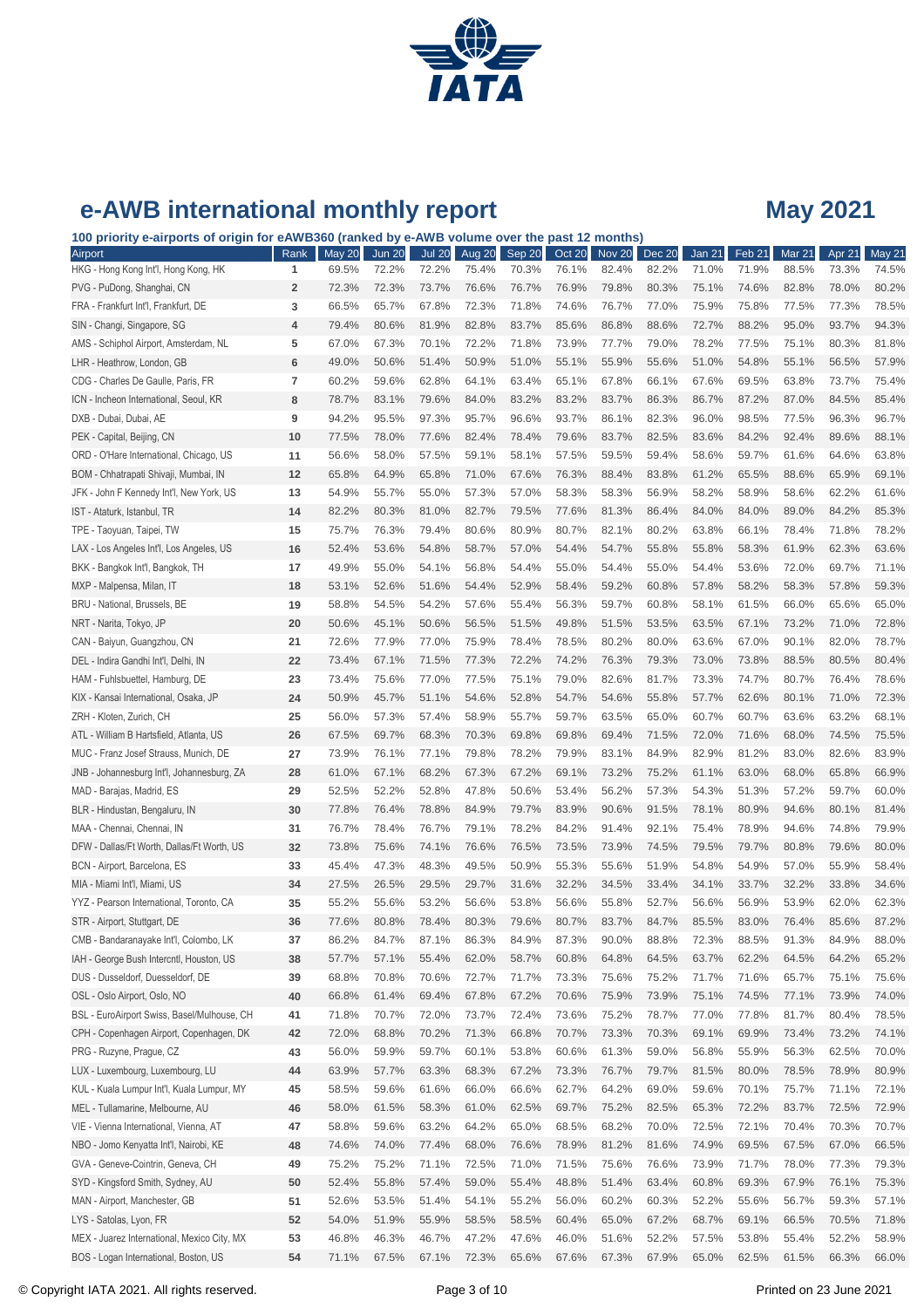# e-AWB international monthly report

## May 2021

**100 priority e-airports of origin for eAWB360 (ranked by e-AWB volume over the past 12 months)**

| Airport | Rank | May 20 | Jun 20 | Jul 20 | Aug 20 | Sep 20 | Oct 20 | Nov 20 | Dec 20 | Jan 21 | Feb 21 | Mar 21 | Apr 21 | May 21 |
|---|---|---|---|---|---|---|---|---|---|---|---|---|---|---|
| HKG - Hong Kong Int'l, Hong Kong, HK | 1 | 69.5% | 72.2% | 72.2% | 75.4% | 70.3% | 76.1% | 82.4% | 82.2% | 71.0% | 71.9% | 88.5% | 73.3% | 74.5% |
| PVG - PuDong, Shanghai, CN | 2 | 72.3% | 72.3% | 73.7% | 76.6% | 76.7% | 76.9% | 79.8% | 80.3% | 75.1% | 74.6% | 82.8% | 78.0% | 80.2% |
| FRA - Frankfurt Int'l, Frankfurt, DE | 3 | 66.5% | 65.7% | 67.8% | 72.3% | 71.8% | 74.6% | 76.7% | 77.0% | 75.9% | 75.8% | 77.5% | 77.3% | 78.5% |
| SIN - Changi, Singapore, SG | 4 | 79.4% | 80.6% | 81.9% | 82.8% | 83.7% | 85.6% | 86.8% | 88.6% | 72.7% | 88.2% | 95.0% | 93.7% | 94.3% |
| AMS - Schiphol Airport, Amsterdam, NL | 5 | 67.0% | 67.3% | 70.1% | 72.2% | 71.8% | 73.9% | 77.7% | 79.0% | 78.2% | 77.5% | 75.1% | 80.3% | 81.8% |
| LHR - Heathrow, London, GB | 6 | 49.0% | 50.6% | 51.4% | 50.9% | 51.0% | 55.1% | 55.9% | 55.6% | 51.0% | 54.8% | 55.1% | 56.5% | 57.9% |
| CDG - Charles De Gaulle, Paris, FR | 7 | 60.2% | 59.6% | 62.8% | 64.1% | 63.4% | 65.1% | 67.8% | 66.1% | 67.6% | 69.5% | 63.8% | 73.7% | 75.4% |
| ICN - Incheon International, Seoul, KR | 8 | 78.7% | 83.1% | 79.6% | 84.0% | 83.2% | 83.2% | 83.7% | 86.3% | 86.7% | 87.2% | 87.0% | 84.5% | 85.4% |
| DXB - Dubai, Dubai, AE | 9 | 94.2% | 95.5% | 97.3% | 95.7% | 96.6% | 93.7% | 86.1% | 82.3% | 96.0% | 98.5% | 77.5% | 96.3% | 96.7% |
| PEK - Capital, Beijing, CN | 10 | 77.5% | 78.0% | 77.6% | 82.4% | 78.4% | 79.6% | 83.7% | 82.5% | 83.6% | 84.2% | 92.4% | 89.6% | 88.1% |
| ORD - O'Hare International, Chicago, US | 11 | 56.6% | 58.0% | 57.5% | 59.1% | 58.1% | 57.5% | 59.5% | 59.4% | 58.6% | 59.7% | 61.6% | 64.6% | 63.8% |
| BOM - Chhatrapati Shivaji, Mumbai, IN | 12 | 65.8% | 64.9% | 65.8% | 71.0% | 67.6% | 76.3% | 88.4% | 83.8% | 61.2% | 65.5% | 88.6% | 65.9% | 69.1% |
| JFK - John F Kennedy Int'l, New York, US | 13 | 54.9% | 55.7% | 55.0% | 57.3% | 57.0% | 58.3% | 58.3% | 56.9% | 58.2% | 58.9% | 58.6% | 62.2% | 61.6% |
| IST - Ataturk, Istanbul, TR | 14 | 82.2% | 80.3% | 81.0% | 82.7% | 79.5% | 77.6% | 81.3% | 86.4% | 84.0% | 84.0% | 89.0% | 84.2% | 85.3% |
| TPE - Taoyuan, Taipei, TW | 15 | 75.7% | 76.3% | 79.4% | 80.6% | 80.9% | 80.7% | 82.1% | 80.2% | 63.8% | 66.1% | 78.4% | 71.8% | 78.2% |
| LAX - Los Angeles Int'l, Los Angeles, US | 16 | 52.4% | 53.6% | 54.8% | 58.7% | 57.0% | 54.4% | 54.7% | 55.8% | 55.8% | 58.3% | 61.9% | 62.3% | 63.6% |
| BKK - Bangkok Int'l, Bangkok, TH | 17 | 49.9% | 55.0% | 54.1% | 56.8% | 54.4% | 55.0% | 54.4% | 55.0% | 54.4% | 53.6% | 72.0% | 69.7% | 71.1% |
| MXP - Malpensa, Milan, IT | 18 | 53.1% | 52.6% | 51.6% | 54.4% | 52.9% | 58.4% | 59.2% | 60.8% | 57.8% | 58.2% | 58.3% | 57.8% | 59.3% |
| BRU - National, Brussels, BE | 19 | 58.8% | 54.5% | 54.2% | 57.6% | 55.4% | 56.3% | 59.7% | 60.8% | 58.1% | 61.5% | 66.0% | 65.6% | 65.0% |
| NRT - Narita, Tokyo, JP | 20 | 50.6% | 45.1% | 50.6% | 56.5% | 51.5% | 49.8% | 51.5% | 53.5% | 63.5% | 67.1% | 73.2% | 71.0% | 72.8% |
| CAN - Baiyun, Guangzhou, CN | 21 | 72.6% | 77.9% | 77.0% | 75.9% | 78.4% | 78.5% | 80.2% | 80.0% | 63.6% | 67.0% | 90.1% | 82.0% | 78.7% |
| DEL - Indira Gandhi Int'l, Delhi, IN | 22 | 73.4% | 67.1% | 71.5% | 77.3% | 72.2% | 74.2% | 76.3% | 79.3% | 73.0% | 73.8% | 88.5% | 80.5% | 80.4% |
| HAM - Fuhlsbuettel, Hamburg, DE | 23 | 73.4% | 75.6% | 77.0% | 77.5% | 75.1% | 79.0% | 82.6% | 81.7% | 73.3% | 74.7% | 80.7% | 76.4% | 78.6% |
| KIX - Kansai International, Osaka, JP | 24 | 50.9% | 45.7% | 51.1% | 54.6% | 52.8% | 54.7% | 54.6% | 55.8% | 57.7% | 62.6% | 80.1% | 71.0% | 72.3% |
| ZRH - Kloten, Zurich, CH | 25 | 56.0% | 57.3% | 57.4% | 58.9% | 55.7% | 59.7% | 63.5% | 65.0% | 60.7% | 60.7% | 63.6% | 63.2% | 68.1% |
| ATL - William B Hartsfield, Atlanta, US | 26 | 67.5% | 69.7% | 68.3% | 70.3% | 69.8% | 69.8% | 69.4% | 71.5% | 72.0% | 71.6% | 68.0% | 74.5% | 75.5% |
| MUC - Franz Josef Strauss, Munich, DE | 27 | 73.9% | 76.1% | 77.1% | 79.8% | 78.2% | 79.9% | 83.1% | 84.9% | 82.9% | 81.2% | 83.0% | 82.6% | 83.9% |
| JNB - Johannesburg Int'l, Johannesburg, ZA | 28 | 61.0% | 67.1% | 68.2% | 67.3% | 67.2% | 69.1% | 73.2% | 75.2% | 61.1% | 63.0% | 68.0% | 65.8% | 66.9% |
| MAD - Barajas, Madrid, ES | 29 | 52.5% | 52.2% | 52.8% | 47.8% | 50.6% | 53.4% | 56.2% | 57.3% | 54.3% | 51.3% | 57.2% | 59.7% | 60.0% |
| BLR - Hindustan, Bengaluru, IN | 30 | 77.8% | 76.4% | 78.8% | 84.9% | 79.7% | 83.9% | 90.6% | 91.5% | 78.1% | 80.9% | 94.6% | 80.1% | 81.4% |
| MAA - Chennai, Chennai, IN | 31 | 76.7% | 78.4% | 76.7% | 79.1% | 78.2% | 84.2% | 91.4% | 92.1% | 75.4% | 78.9% | 94.6% | 74.8% | 79.9% |
| DFW - Dallas/Ft Worth, Dallas/Ft Worth, US | 32 | 73.8% | 75.6% | 74.1% | 76.6% | 76.5% | 73.5% | 73.9% | 74.5% | 79.5% | 79.7% | 80.8% | 79.6% | 80.0% |
| BCN - Airport, Barcelona, ES | 33 | 45.4% | 47.3% | 48.3% | 49.5% | 50.9% | 55.3% | 55.6% | 51.9% | 54.8% | 54.9% | 57.0% | 55.9% | 58.4% |
| MIA - Miami Int'l, Miami, US | 34 | 27.5% | 26.5% | 29.5% | 29.7% | 31.6% | 32.2% | 34.5% | 33.4% | 34.1% | 33.7% | 32.2% | 33.8% | 34.6% |
| YYZ - Pearson International, Toronto, CA | 35 | 55.2% | 55.6% | 53.2% | 56.6% | 53.8% | 56.6% | 55.8% | 52.7% | 56.6% | 56.9% | 53.9% | 62.0% | 62.3% |
| STR - Airport, Stuttgart, DE | 36 | 77.6% | 80.8% | 78.4% | 80.3% | 79.6% | 80.7% | 83.7% | 84.7% | 85.5% | 83.0% | 76.4% | 85.6% | 87.2% |
| CMB - Bandaranayake Int'l, Colombo, LK | 37 | 86.2% | 84.7% | 87.1% | 86.3% | 84.9% | 87.3% | 90.0% | 88.8% | 72.3% | 88.5% | 91.3% | 84.9% | 88.0% |
| IAH - George Bush Intercntl, Houston, US | 38 | 57.7% | 57.1% | 55.4% | 62.0% | 58.7% | 60.8% | 64.8% | 64.5% | 63.7% | 62.2% | 64.5% | 64.2% | 65.2% |
| DUS - Dusseldorf, Duesseldorf, DE | 39 | 68.8% | 70.8% | 70.6% | 72.7% | 71.7% | 73.3% | 75.6% | 75.2% | 71.7% | 71.6% | 65.7% | 75.1% | 75.6% |
| OSL - Oslo Airport, Oslo, NO | 40 | 66.8% | 61.4% | 69.4% | 67.8% | 67.2% | 70.6% | 75.9% | 73.9% | 75.1% | 74.5% | 77.1% | 73.9% | 74.0% |
| BSL - EuroAirport Swiss, Basel/Mulhouse, CH | 41 | 71.8% | 70.7% | 72.0% | 73.7% | 72.4% | 73.6% | 75.2% | 78.7% | 77.0% | 77.8% | 81.7% | 80.4% | 78.5% |
| CPH - Copenhagen Airport, Copenhagen, DK | 42 | 72.0% | 68.8% | 70.2% | 71.3% | 66.8% | 70.7% | 73.3% | 70.3% | 69.1% | 69.9% | 73.4% | 73.2% | 74.1% |
| PRG - Ruzyne, Prague, CZ | 43 | 56.0% | 59.9% | 59.7% | 60.1% | 53.8% | 60.6% | 61.3% | 59.0% | 56.8% | 55.9% | 56.3% | 62.5% | 70.0% |
| LUX - Luxembourg, Luxembourg, LU | 44 | 63.9% | 57.7% | 63.3% | 68.3% | 67.2% | 73.3% | 76.7% | 79.7% | 81.5% | 80.0% | 78.5% | 78.9% | 80.9% |
| KUL - Kuala Lumpur Int'l, Kuala Lumpur, MY | 45 | 58.5% | 59.6% | 61.6% | 66.0% | 66.6% | 62.7% | 64.2% | 69.0% | 59.6% | 70.1% | 75.7% | 71.1% | 72.1% |
| MEL - Tullamarine, Melbourne, AU | 46 | 58.0% | 61.5% | 58.3% | 61.0% | 62.5% | 69.7% | 75.2% | 82.5% | 65.3% | 72.2% | 83.7% | 72.5% | 72.9% |
| VIE - Vienna International, Vienna, AT | 47 | 58.8% | 59.6% | 63.2% | 64.2% | 65.0% | 68.5% | 68.2% | 70.0% | 72.5% | 72.1% | 70.4% | 70.3% | 70.7% |
| NBO - Jomo Kenyatta Int'l, Nairobi, KE | 48 | 74.6% | 74.0% | 77.4% | 68.0% | 76.6% | 78.9% | 81.2% | 81.6% | 74.9% | 69.5% | 67.5% | 67.0% | 66.5% |
| GVA - Geneve-Cointrin, Geneva, CH | 49 | 75.2% | 75.2% | 71.1% | 72.5% | 71.0% | 71.5% | 75.6% | 76.6% | 73.9% | 71.7% | 78.0% | 77.3% | 79.3% |
| SYD - Kingsford Smith, Sydney, AU | 50 | 52.4% | 55.8% | 57.4% | 59.0% | 55.4% | 48.8% | 51.4% | 63.4% | 60.8% | 69.3% | 67.9% | 76.1% | 75.3% |
| MAN - Airport, Manchester, GB | 51 | 52.6% | 53.5% | 51.4% | 54.1% | 55.2% | 56.0% | 60.2% | 60.3% | 52.2% | 55.6% | 56.7% | 59.3% | 57.1% |
| LYS - Satolas, Lyon, FR | 52 | 54.0% | 51.9% | 55.9% | 58.5% | 58.5% | 60.4% | 65.0% | 67.2% | 68.7% | 69.1% | 66.5% | 70.5% | 71.8% |
| MEX - Juarez International, Mexico City, MX | 53 | 46.8% | 46.3% | 46.7% | 47.2% | 47.6% | 46.0% | 51.6% | 52.2% | 57.5% | 53.8% | 55.4% | 52.2% | 58.9% |
| BOS - Logan International, Boston, US | 54 | 71.1% | 67.5% | 67.1% | 72.3% | 65.6% | 67.6% | 67.3% | 67.9% | 65.0% | 62.5% | 61.5% | 66.3% | 66.0% |

© Copyright IATA 2021. All rights reserved. Printed on 23 June 2021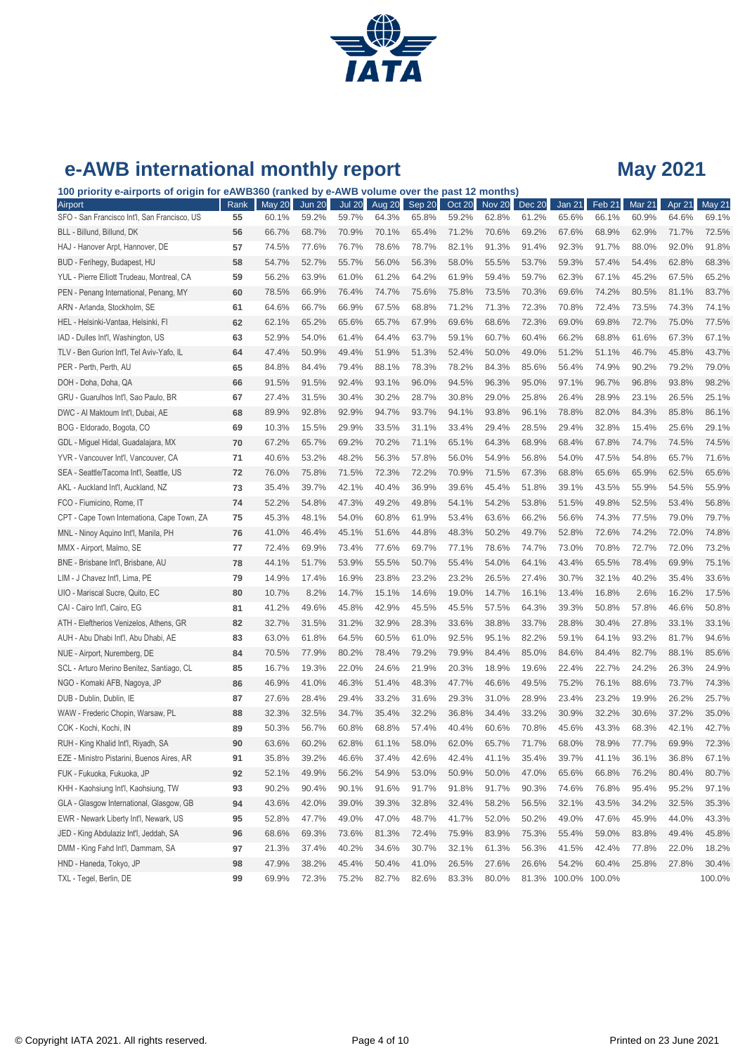# e-AWB international monthly report

## May 2021

**100 priority e-airports of origin for eAWB360 (ranked by e-AWB volume over the past 12 months)**

| Airport | Rank | May 20 | Jun 20 | Jul 20 | Aug 20 | Sep 20 | Oct 20 | Nov 20 | Dec 20 | Jan 21 | Feb 21 | Mar 21 | Apr 21 | May 21 |
|---|---|---|---|---|---|---|---|---|---|---|---|---|---|---|
| SFO - San Francisco Int'l, San Francisco, US | 55 | 60.1% | 59.2% | 59.7% | 64.3% | 65.8% | 59.2% | 62.8% | 61.2% | 65.6% | 66.1% | 60.9% | 64.6% | 69.1% |
| BLL - Billund, Billund, DK | 56 | 66.7% | 68.7% | 70.9% | 70.1% | 65.4% | 71.2% | 70.6% | 69.2% | 67.6% | 68.9% | 62.9% | 71.7% | 72.5% |
| HAJ - Hanover Arpt, Hannover, DE | 57 | 74.5% | 77.6% | 76.7% | 78.6% | 78.7% | 82.1% | 91.3% | 91.4% | 92.3% | 91.7% | 88.0% | 92.0% | 91.8% |
| BUD - Ferihegy, Budapest, HU | 58 | 54.7% | 52.7% | 55.7% | 56.0% | 56.3% | 58.0% | 55.5% | 53.7% | 59.3% | 57.4% | 54.4% | 62.8% | 68.3% |
| YUL - Pierre Elliott Trudeau, Montreal, CA | 59 | 56.2% | 63.9% | 61.0% | 61.2% | 64.2% | 61.9% | 59.4% | 59.7% | 62.3% | 67.1% | 45.2% | 67.5% | 65.2% |
| PEN - Penang International, Penang, MY | 60 | 78.5% | 66.9% | 76.4% | 74.7% | 75.6% | 75.8% | 73.5% | 70.3% | 69.6% | 74.2% | 80.5% | 81.1% | 83.7% |
| ARN - Arlanda, Stockholm, SE | 61 | 64.6% | 66.7% | 66.9% | 67.5% | 68.8% | 71.2% | 71.3% | 72.3% | 70.8% | 72.4% | 73.5% | 74.3% | 74.1% |
| HEL - Helsinki-Vantaa, Helsinki, FI | 62 | 62.1% | 65.2% | 65.6% | 65.7% | 67.9% | 69.6% | 68.6% | 72.3% | 69.0% | 69.8% | 72.7% | 75.0% | 77.5% |
| IAD - Dulles Int'l, Washington, US | 63 | 52.9% | 54.0% | 61.4% | 64.4% | 63.7% | 59.1% | 60.7% | 60.4% | 66.2% | 68.8% | 61.6% | 67.3% | 67.1% |
| TLV - Ben Gurion Int'l, Tel Aviv-Yafo, IL | 64 | 47.4% | 50.9% | 49.4% | 51.9% | 51.3% | 52.4% | 50.0% | 49.0% | 51.2% | 51.1% | 46.7% | 45.8% | 43.7% |
| PER - Perth, Perth, AU | 65 | 84.8% | 84.4% | 79.4% | 88.1% | 78.3% | 78.2% | 84.3% | 85.6% | 56.4% | 74.9% | 90.2% | 79.2% | 79.0% |
| DOH - Doha, Doha, QA | 66 | 91.5% | 91.5% | 92.4% | 93.1% | 96.0% | 94.5% | 96.3% | 95.0% | 97.1% | 96.7% | 96.8% | 93.8% | 98.2% |
| GRU - Guarulhos Int'l, Sao Paulo, BR | 67 | 27.4% | 31.5% | 30.4% | 30.2% | 28.7% | 30.8% | 29.0% | 25.8% | 26.4% | 28.9% | 23.1% | 26.5% | 25.1% |
| DWC - Al Maktoum Int'l, Dubai, AE | 68 | 89.9% | 92.8% | 92.9% | 94.7% | 93.7% | 94.1% | 93.8% | 96.1% | 78.8% | 82.0% | 84.3% | 85.8% | 86.1% |
| BOG - Eldorado, Bogota, CO | 69 | 10.3% | 15.5% | 29.9% | 33.5% | 31.1% | 33.4% | 29.4% | 28.5% | 29.4% | 32.8% | 15.4% | 25.6% | 29.1% |
| GDL - Miguel Hidal, Guadalajara, MX | 70 | 67.2% | 65.7% | 69.2% | 70.2% | 71.1% | 65.1% | 64.3% | 68.9% | 68.4% | 67.8% | 74.7% | 74.5% | 74.5% |
| YVR - Vancouver Int'l, Vancouver, CA | 71 | 40.6% | 53.2% | 48.2% | 56.3% | 57.8% | 56.0% | 54.9% | 56.8% | 54.0% | 47.5% | 54.8% | 65.7% | 71.6% |
| SEA - Seattle/Tacoma Int'l, Seattle, US | 72 | 76.0% | 75.8% | 71.5% | 72.3% | 72.2% | 70.9% | 71.5% | 67.3% | 68.8% | 65.6% | 65.9% | 62.5% | 65.6% |
| AKL - Auckland Int'l, Auckland, NZ | 73 | 35.4% | 39.7% | 42.1% | 40.4% | 36.9% | 39.6% | 45.4% | 51.8% | 39.1% | 43.5% | 55.9% | 54.5% | 55.9% |
| FCO - Fiumicino, Rome, IT | 74 | 52.2% | 54.8% | 47.3% | 49.2% | 49.8% | 54.1% | 54.2% | 53.8% | 51.5% | 49.8% | 52.5% | 53.4% | 56.8% |
| CPT - Cape Town Internationa, Cape Town, ZA | 75 | 45.3% | 48.1% | 54.0% | 60.8% | 61.9% | 53.4% | 63.6% | 66.2% | 56.6% | 74.3% | 77.5% | 79.0% | 79.7% |
| MNL - Ninoy Aquino Int'l, Manila, PH | 76 | 41.0% | 46.4% | 45.1% | 51.6% | 44.8% | 48.3% | 50.2% | 49.7% | 52.8% | 72.6% | 74.2% | 72.0% | 74.8% |
| MMX - Airport, Malmo, SE | 77 | 72.4% | 69.9% | 73.4% | 77.6% | 69.7% | 77.1% | 78.6% | 74.7% | 73.0% | 70.8% | 72.7% | 72.0% | 73.2% |
| BNE - Brisbane Int'l, Brisbane, AU | 78 | 44.1% | 51.7% | 53.9% | 55.5% | 50.7% | 55.4% | 54.0% | 64.1% | 43.4% | 65.5% | 78.4% | 69.9% | 75.1% |
| LIM - J Chavez Int'l, Lima, PE | 79 | 14.9% | 17.4% | 16.9% | 23.8% | 23.2% | 23.2% | 26.5% | 27.4% | 30.7% | 32.1% | 40.2% | 35.4% | 33.6% |
| UIO - Mariscal Sucre, Quito, EC | 80 | 10.7% | 8.2% | 14.7% | 15.1% | 14.6% | 19.0% | 14.7% | 16.1% | 13.4% | 16.8% | 2.6% | 16.2% | 17.5% |
| CAI - Cairo Int'l, Cairo, EG | 81 | 41.2% | 49.6% | 45.8% | 42.9% | 45.5% | 45.5% | 57.5% | 64.3% | 39.3% | 50.8% | 57.8% | 46.6% | 50.8% |
| ATH - Eleftherios Venizelos, Athens, GR | 82 | 32.7% | 31.5% | 31.2% | 32.9% | 28.3% | 33.6% | 38.8% | 33.7% | 28.8% | 30.4% | 27.8% | 33.1% | 33.1% |
| AUH - Abu Dhabi Int'l, Abu Dhabi, AE | 83 | 63.0% | 61.8% | 64.5% | 60.5% | 61.0% | 92.5% | 95.1% | 82.2% | 59.1% | 64.1% | 93.2% | 81.7% | 94.6% |
| NUE - Airport, Nuremberg, DE | 84 | 70.5% | 77.9% | 80.2% | 78.4% | 79.2% | 79.9% | 84.4% | 85.0% | 84.6% | 84.4% | 82.7% | 88.1% | 85.6% |
| SCL - Arturo Merino Benitez, Santiago, CL | 85 | 16.7% | 19.3% | 22.0% | 24.6% | 21.9% | 20.3% | 18.9% | 19.6% | 22.4% | 22.7% | 24.2% | 26.3% | 24.9% |
| NGO - Komaki AFB, Nagoya, JP | 86 | 46.9% | 41.0% | 46.3% | 51.4% | 48.3% | 47.7% | 46.6% | 49.5% | 75.2% | 76.1% | 88.6% | 73.7% | 74.3% |
| DUB - Dublin, Dublin, IE | 87 | 27.6% | 28.4% | 29.4% | 33.2% | 31.6% | 29.3% | 31.0% | 28.9% | 23.4% | 23.2% | 19.9% | 26.2% | 25.7% |
| WAW - Frederic Chopin, Warsaw, PL | 88 | 32.3% | 32.5% | 34.7% | 35.4% | 32.2% | 36.8% | 34.4% | 33.2% | 30.9% | 32.2% | 30.6% | 37.2% | 35.0% |
| COK - Kochi, Kochi, IN | 89 | 50.3% | 56.7% | 60.8% | 68.8% | 57.4% | 40.4% | 60.6% | 70.8% | 45.6% | 43.3% | 68.3% | 42.1% | 42.7% |
| RUH - King Khalid Int'l, Riyadh, SA | 90 | 63.6% | 60.2% | 62.8% | 61.1% | 58.0% | 62.0% | 65.7% | 71.7% | 68.0% | 78.9% | 77.7% | 69.9% | 72.3% |
| EZE - Ministro Pistarini, Buenos Aires, AR | 91 | 35.8% | 39.2% | 46.6% | 37.4% | 42.6% | 42.4% | 41.1% | 35.4% | 39.7% | 41.1% | 36.1% | 36.8% | 67.1% |
| FUK - Fukuoka, Fukuoka, JP | 92 | 52.1% | 49.9% | 56.2% | 54.9% | 53.0% | 50.9% | 50.0% | 47.0% | 65.6% | 66.8% | 76.2% | 80.4% | 80.7% |
| KHH - Kaohsiung Int'l, Kaohsiung, TW | 93 | 90.2% | 90.4% | 90.1% | 91.6% | 91.7% | 91.8% | 91.7% | 90.3% | 74.6% | 76.8% | 95.4% | 95.2% | 97.1% |
| GLA - Glasgow International, Glasgow, GB | 94 | 43.6% | 42.0% | 39.0% | 39.3% | 32.8% | 32.4% | 58.2% | 56.5% | 32.1% | 43.5% | 34.2% | 32.5% | 35.3% |
| EWR - Newark Liberty Int'l, Newark, US | 95 | 52.8% | 47.7% | 49.0% | 47.0% | 48.7% | 41.7% | 52.0% | 50.2% | 49.0% | 47.6% | 45.9% | 44.0% | 43.3% |
| JED - King Abdulaziz Int'l, Jeddah, SA | 96 | 68.6% | 69.3% | 73.6% | 81.3% | 72.4% | 75.9% | 83.9% | 75.3% | 55.4% | 59.0% | 83.8% | 49.4% | 45.8% |
| DMM - King Fahd Int'l, Dammam, SA | 97 | 21.3% | 37.4% | 40.2% | 34.6% | 30.7% | 32.1% | 61.3% | 56.3% | 41.5% | 42.4% | 77.8% | 22.0% | 18.2% |
| HND - Haneda, Tokyo, JP | 98 | 47.9% | 38.2% | 45.4% | 50.4% | 41.0% | 26.5% | 27.6% | 26.6% | 54.2% | 60.4% | 25.8% | 27.8% | 30.4% |
| TXL - Tegel, Berlin, DE | 99 | 69.9% | 72.3% | 75.2% | 82.7% | 82.6% | 83.3% | 80.0% | 81.3% | 100.0% | 100.0% | | | 100.0% |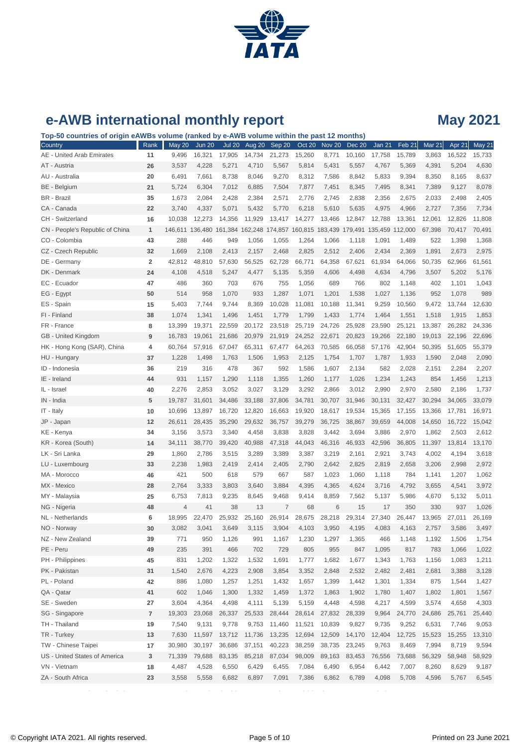# e-AWB international monthly report

**May 2021**

**Top-50 countries of origin eAWBs volume (ranked by e-AWB volume within the past 12 months)**

| Country | Rank | May 20 | Jun 20 | Jul 20 | Aug 20 | Sep 20 | Oct 20 | Nov 20 | Dec 20 | Jan 21 | Feb 21 | Mar 21 | Apr 21 | May 21 |
|---|---|---|---|---|---|---|---|---|---|---|---|---|---|---|
| AE - United Arab Emirates | 11 | 9,496 | 16,321 | 17,905 | 14,734 | 21,273 | 15,260 | 8,771 | 10,160 | 17,758 | 15,789 | 3,863 | 16,522 | 15,733 |
| AT - Austria | 26 | 3,537 | 4,228 | 5,271 | 4,710 | 5,567 | 5,814 | 5,431 | 5,557 | 4,767 | 5,369 | 4,391 | 5,204 | 4,630 |
| AU - Australia | 20 | 6,491 | 7,661 | 8,738 | 8,046 | 9,270 | 8,312 | 7,586 | 8,842 | 5,833 | 9,394 | 8,350 | 8,165 | 8,637 |
| BE - Belgium | 21 | 5,724 | 6,304 | 7,012 | 6,885 | 7,504 | 7,877 | 7,451 | 8,345 | 7,495 | 8,341 | 7,389 | 9,127 | 8,078 |
| BR - Brazil | 35 | 1,673 | 2,084 | 2,428 | 2,384 | 2,571 | 2,776 | 2,745 | 2,838 | 2,356 | 2,675 | 2,033 | 2,498 | 2,405 |
| CA - Canada | 22 | 3,740 | 4,337 | 5,071 | 5,432 | 5,770 | 6,218 | 5,610 | 5,635 | 4,975 | 4,966 | 2,727 | 7,356 | 7,734 |
| CH - Switzerland | 16 | 10,038 | 12,273 | 14,356 | 11,929 | 13,417 | 14,277 | 13,466 | 12,847 | 12,788 | 13,361 | 12,061 | 12,826 | 11,808 |
| CN - People's Republic of China | 1 | 146,611 | 136,480 | 161,384 | 162,248 | 174,857 | 160,815 | 183,439 | 179,491 | 135,459 | 112,000 | 67,398 | 70,417 | 70,491 |
| CO - Colombia | 43 | 288 | 446 | 949 | 1,056 | 1,055 | 1,264 | 1,066 | 1,118 | 1,091 | 1,489 | 522 | 1,398 | 1,368 |
| CZ - Czech Republic | 32 | 1,669 | 2,108 | 2,413 | 2,157 | 2,468 | 2,825 | 2,512 | 2,406 | 2,434 | 2,369 | 1,891 | 2,673 | 2,975 |
| DE - Germany | 2 | 42,812 | 48,810 | 57,630 | 56,525 | 62,728 | 66,771 | 64,358 | 67,621 | 61,934 | 64,066 | 50,735 | 62,966 | 61,561 |
| DK - Denmark | 24 | 4,108 | 4,518 | 5,247 | 4,477 | 5,135 | 5,359 | 4,606 | 4,498 | 4,634 | 4,796 | 3,507 | 5,202 | 5,176 |
| EC - Ecuador | 47 | 486 | 360 | 703 | 676 | 755 | 1,056 | 689 | 766 | 802 | 1,148 | 402 | 1,101 | 1,043 |
| EG - Egypt | 50 | 514 | 958 | 1,070 | 933 | 1,287 | 1,071 | 1,201 | 1,538 | 1,027 | 1,136 | 952 | 1,078 | 989 |
| ES - Spain | 15 | 5,403 | 7,744 | 9,744 | 8,369 | 10,028 | 11,081 | 10,188 | 11,341 | 9,259 | 10,560 | 9,472 | 13,744 | 12,630 |
| FI - Finland | 38 | 1,074 | 1,341 | 1,496 | 1,451 | 1,779 | 1,799 | 1,433 | 1,774 | 1,464 | 1,551 | 1,518 | 1,915 | 1,853 |
| FR - France | 8 | 13,399 | 19,371 | 22,559 | 20,172 | 23,518 | 25,719 | 24,726 | 25,928 | 23,590 | 25,121 | 13,387 | 26,282 | 24,336 |
| GB - United Kingdom | 9 | 16,783 | 19,061 | 21,686 | 20,979 | 21,919 | 24,252 | 22,671 | 20,823 | 19,266 | 22,180 | 19,013 | 22,196 | 22,696 |
| HK - Hong Kong (SAR), China | 4 | 60,764 | 57,916 | 67,047 | 65,311 | 67,477 | 64,263 | 70,585 | 66,058 | 57,176 | 42,904 | 50,395 | 51,605 | 55,379 |
| HU - Hungary | 37 | 1,228 | 1,498 | 1,763 | 1,506 | 1,953 | 2,125 | 1,754 | 1,707 | 1,787 | 1,933 | 1,590 | 2,048 | 2,090 |
| ID - Indonesia | 36 | 219 | 316 | 478 | 367 | 592 | 1,586 | 1,607 | 2,134 | 582 | 2,028 | 2,151 | 2,284 | 2,207 |
| IE - Ireland | 44 | 931 | 1,157 | 1,290 | 1,118 | 1,355 | 1,260 | 1,177 | 1,026 | 1,234 | 1,243 | 854 | 1,456 | 1,213 |
| IL - Israel | 40 | 2,276 | 2,853 | 3,052 | 3,027 | 3,129 | 3,292 | 2,866 | 3,012 | 2,990 | 2,970 | 2,580 | 2,186 | 1,737 |
| IN - India | 5 | 19,787 | 31,601 | 34,486 | 33,188 | 37,806 | 34,781 | 30,707 | 31,946 | 30,131 | 32,427 | 30,294 | 34,065 | 33,079 |
| IT - Italy | 10 | 10,696 | 13,897 | 16,720 | 12,820 | 16,663 | 19,920 | 18,617 | 19,534 | 15,365 | 17,155 | 13,366 | 17,781 | 16,971 |
| JP - Japan | 12 | 26,611 | 28,435 | 35,290 | 29,632 | 36,757 | 39,279 | 36,725 | 38,867 | 39,659 | 44,008 | 14,650 | 16,722 | 15,042 |
| KE - Kenya | 34 | 3,156 | 3,573 | 3,340 | 4,458 | 3,838 | 3,828 | 3,442 | 3,694 | 3,886 | 2,970 | 1,862 | 2,503 | 2,612 |
| KR - Korea (South) | 14 | 34,111 | 38,770 | 39,420 | 40,988 | 47,318 | 44,043 | 46,316 | 46,933 | 42,596 | 36,805 | 11,397 | 13,814 | 13,170 |
| LK - Sri Lanka | 29 | 1,860 | 2,786 | 3,515 | 3,289 | 3,389 | 3,387 | 3,219 | 2,161 | 2,921 | 3,743 | 4,002 | 4,194 | 3,618 |
| LU - Luxembourg | 33 | 2,238 | 1,983 | 2,419 | 2,414 | 2,405 | 2,790 | 2,642 | 2,825 | 2,819 | 2,658 | 3,206 | 2,998 | 2,972 |
| MA - Morocco | 46 | 421 | 500 | 618 | 579 | 667 | 587 | 1,023 | 1,060 | 1,118 | 784 | 1,141 | 1,207 | 1,062 |
| MX - Mexico | 28 | 2,764 | 3,333 | 3,803 | 3,640 | 3,884 | 4,395 | 4,365 | 4,624 | 3,716 | 4,792 | 3,655 | 4,541 | 3,972 |
| MY - Malaysia | 25 | 6,753 | 7,813 | 9,235 | 8,645 | 9,468 | 9,414 | 8,859 | 7,562 | 5,137 | 5,986 | 4,670 | 5,132 | 5,011 |
| NG - Nigeria | 48 | 4 | 41 | 38 | 13 | 7 | 68 | 6 | 15 | 17 | 350 | 330 | 937 | 1,026 |
| NL - Netherlands | 6 | 18,995 | 22,470 | 25,932 | 25,160 | 26,914 | 28,675 | 28,218 | 29,314 | 27,340 | 26,447 | 13,965 | 27,011 | 26,169 |
| NO - Norway | 30 | 3,082 | 3,041 | 3,649 | 3,115 | 3,904 | 4,103 | 3,950 | 4,195 | 4,083 | 4,163 | 2,757 | 3,586 | 3,497 |
| NZ - New Zealand | 39 | 771 | 950 | 1,126 | 991 | 1,167 | 1,230 | 1,297 | 1,365 | 466 | 1,148 | 1,192 | 1,506 | 1,754 |
| PE - Peru | 49 | 235 | 391 | 466 | 702 | 729 | 805 | 955 | 847 | 1,095 | 817 | 783 | 1,066 | 1,022 |
| PH - Philippines | 45 | 831 | 1,202 | 1,322 | 1,532 | 1,691 | 1,777 | 1,682 | 1,677 | 1,343 | 1,763 | 1,156 | 1,083 | 1,211 |
| PK - Pakistan | 31 | 1,540 | 2,676 | 4,223 | 2,908 | 3,854 | 3,352 | 2,848 | 2,532 | 2,482 | 2,481 | 2,681 | 3,388 | 3,128 |
| PL - Poland | 42 | 886 | 1,080 | 1,257 | 1,251 | 1,432 | 1,657 | 1,399 | 1,442 | 1,301 | 1,334 | 875 | 1,544 | 1,427 |
| QA - Qatar | 41 | 602 | 1,046 | 1,300 | 1,332 | 1,459 | 1,372 | 1,863 | 1,902 | 1,780 | 1,407 | 1,802 | 1,801 | 1,567 |
| SE - Sweden | 27 | 3,604 | 4,364 | 4,498 | 4,111 | 5,139 | 5,159 | 4,448 | 4,598 | 4,217 | 4,599 | 3,574 | 4,658 | 4,303 |
| SG - Singapore | 7 | 19,303 | 23,068 | 26,337 | 25,533 | 28,444 | 28,614 | 27,832 | 28,339 | 9,964 | 24,770 | 24,686 | 25,761 | 25,440 |
| TH - Thailand | 19 | 7,540 | 9,131 | 9,778 | 9,753 | 11,460 | 11,521 | 10,839 | 9,827 | 9,735 | 9,252 | 6,531 | 7,746 | 9,053 |
| TR - Turkey | 13 | 7,630 | 11,597 | 13,712 | 11,736 | 13,235 | 12,694 | 12,509 | 14,170 | 12,404 | 12,725 | 15,523 | 15,255 | 13,310 |
| TW - Chinese Taipei | 17 | 30,980 | 30,197 | 36,686 | 37,151 | 40,223 | 38,259 | 38,735 | 23,245 | 9,763 | 8,469 | 7,994 | 8,719 | 9,594 |
| US - United States of America | 3 | 71,339 | 79,688 | 83,135 | 85,218 | 87,034 | 98,009 | 89,163 | 83,453 | 76,556 | 73,688 | 56,329 | 58,948 | 58,929 |
| VN - Vietnam | 18 | 4,487 | 4,528 | 6,550 | 6,429 | 6,455 | 7,084 | 6,490 | 6,954 | 6,442 | 7,007 | 8,260 | 8,629 | 9,187 |
| ZA - South Africa | 23 | 3,558 | 5,558 | 6,682 | 6,897 | 7,091 | 7,386 | 6,862 | 6,789 | 4,098 | 5,708 | 4,596 | 5,767 | 6,545 |

© Copyright IATA 2021. All rights reserved.

Printed on 23 June 2021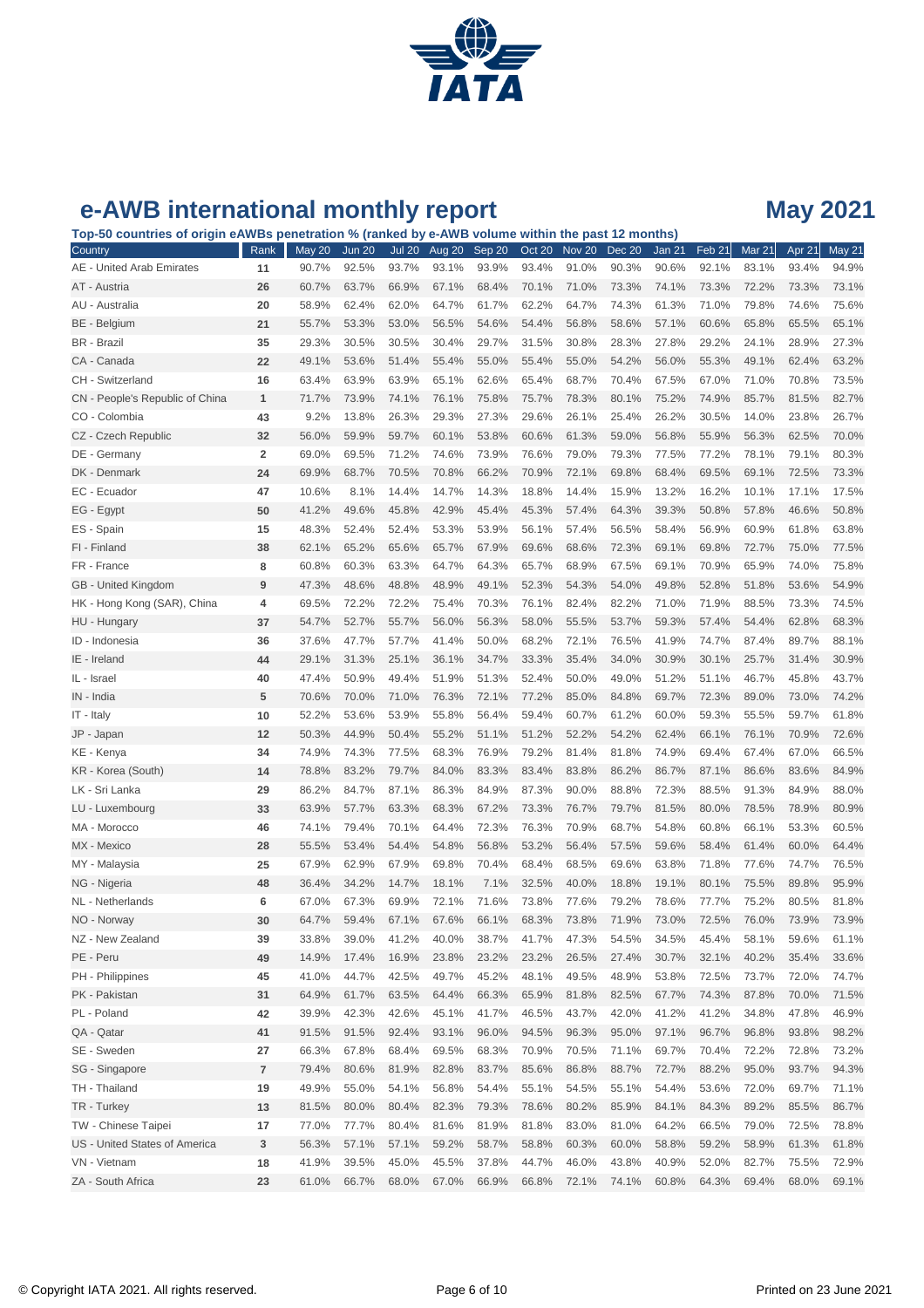# e-AWB international monthly report

**May 2021**

**Top-50 countries of origin eAWBs penetration % (ranked by e-AWB volume within the past 12 months)**

| Country | Rank | May 20 | Jun 20 | Jul 20 | Aug 20 | Sep 20 | Oct 20 | Nov 20 | Dec 20 | Jan 21 | Feb 21 | Mar 21 | Apr 21 | May 21 |
|---|---|---|---|---|---|---|---|---|---|---|---|---|---|---|
| AE - United Arab Emirates | 11 | 90.7% | 92.5% | 93.7% | 93.1% | 93.9% | 93.4% | 91.0% | 90.3% | 90.6% | 92.1% | 83.1% | 93.4% | 94.9% |
| AT - Austria | 26 | 60.7% | 63.7% | 66.9% | 67.1% | 68.4% | 70.1% | 71.0% | 73.3% | 74.1% | 73.3% | 72.2% | 73.3% | 73.1% |
| AU - Australia | 20 | 58.9% | 62.4% | 62.0% | 64.7% | 61.7% | 62.2% | 64.7% | 74.3% | 61.3% | 71.0% | 79.8% | 74.6% | 75.6% |
| BE - Belgium | 21 | 55.7% | 53.3% | 53.0% | 56.5% | 54.6% | 54.4% | 56.8% | 58.6% | 57.1% | 60.6% | 65.8% | 65.5% | 65.1% |
| BR - Brazil | 35 | 29.3% | 30.5% | 30.5% | 30.4% | 29.7% | 31.5% | 30.8% | 28.3% | 27.8% | 29.2% | 24.1% | 28.9% | 27.3% |
| CA - Canada | 22 | 49.1% | 53.6% | 51.4% | 55.4% | 55.0% | 55.4% | 55.0% | 54.2% | 56.0% | 55.3% | 49.1% | 62.4% | 63.2% |
| CH - Switzerland | 16 | 63.4% | 63.9% | 63.9% | 65.1% | 62.6% | 65.4% | 68.7% | 70.4% | 67.5% | 67.0% | 71.0% | 70.8% | 73.5% |
| CN - People's Republic of China | 1 | 71.7% | 73.9% | 74.1% | 76.1% | 75.8% | 75.7% | 78.3% | 80.1% | 75.2% | 74.9% | 85.7% | 81.5% | 82.7% |
| CO - Colombia | 43 | 9.2% | 13.8% | 26.3% | 29.3% | 27.3% | 29.6% | 26.1% | 25.4% | 26.2% | 30.5% | 14.0% | 23.8% | 26.7% |
| CZ - Czech Republic | 32 | 56.0% | 59.9% | 59.7% | 60.1% | 53.8% | 60.6% | 61.3% | 59.0% | 56.8% | 55.9% | 56.3% | 62.5% | 70.0% |
| DE - Germany | 2 | 69.0% | 69.5% | 71.2% | 74.6% | 73.9% | 76.6% | 79.0% | 79.3% | 77.5% | 77.2% | 78.1% | 79.1% | 80.3% |
| DK - Denmark | 24 | 69.9% | 68.7% | 70.5% | 70.8% | 66.2% | 70.9% | 72.1% | 69.8% | 68.4% | 69.5% | 69.1% | 72.5% | 73.3% |
| EC - Ecuador | 47 | 10.6% | 8.1% | 14.4% | 14.7% | 14.3% | 18.8% | 14.4% | 15.9% | 13.2% | 16.2% | 10.1% | 17.1% | 17.5% |
| EG - Egypt | 50 | 41.2% | 49.6% | 45.8% | 42.9% | 45.4% | 45.3% | 57.4% | 64.3% | 39.3% | 50.8% | 57.8% | 46.6% | 50.8% |
| ES - Spain | 15 | 48.3% | 52.4% | 52.4% | 53.3% | 53.9% | 56.1% | 57.4% | 56.5% | 58.4% | 56.9% | 60.9% | 61.8% | 63.8% |
| FI - Finland | 38 | 62.1% | 65.2% | 65.6% | 65.7% | 67.9% | 69.6% | 68.6% | 72.3% | 69.1% | 69.8% | 72.7% | 75.0% | 77.5% |
| FR - France | 8 | 60.8% | 60.3% | 63.3% | 64.7% | 64.3% | 65.7% | 68.9% | 67.5% | 69.1% | 70.9% | 65.9% | 74.0% | 75.8% |
| GB - United Kingdom | 9 | 47.3% | 48.6% | 48.8% | 48.9% | 49.1% | 52.3% | 54.3% | 54.0% | 49.8% | 52.8% | 51.8% | 53.6% | 54.9% |
| HK - Hong Kong (SAR), China | 4 | 69.5% | 72.2% | 72.2% | 75.4% | 70.3% | 76.1% | 82.4% | 82.2% | 71.0% | 71.9% | 88.5% | 73.3% | 74.5% |
| HU - Hungary | 37 | 54.7% | 52.7% | 55.7% | 56.0% | 56.3% | 58.0% | 55.5% | 53.7% | 59.3% | 57.4% | 54.4% | 62.8% | 68.3% |
| ID - Indonesia | 36 | 37.6% | 47.7% | 57.7% | 41.4% | 50.0% | 68.2% | 72.1% | 76.5% | 41.9% | 74.7% | 87.4% | 89.7% | 88.1% |
| IE - Ireland | 44 | 29.1% | 31.3% | 25.1% | 36.1% | 34.7% | 33.3% | 35.4% | 34.0% | 30.9% | 30.1% | 25.7% | 31.4% | 30.9% |
| IL - Israel | 40 | 47.4% | 50.9% | 49.4% | 51.9% | 51.3% | 52.4% | 50.0% | 49.0% | 51.2% | 51.1% | 46.7% | 45.8% | 43.7% |
| IN - India | 5 | 70.6% | 70.0% | 71.0% | 76.3% | 72.1% | 77.2% | 85.0% | 84.8% | 69.7% | 72.3% | 89.0% | 73.0% | 74.2% |
| IT - Italy | 10 | 52.2% | 53.6% | 53.9% | 55.8% | 56.4% | 59.4% | 60.7% | 61.2% | 60.0% | 59.3% | 55.5% | 59.7% | 61.8% |
| JP - Japan | 12 | 50.3% | 44.9% | 50.4% | 55.2% | 51.1% | 51.2% | 52.2% | 54.2% | 62.4% | 66.1% | 76.1% | 70.9% | 72.6% |
| KE - Kenya | 34 | 74.9% | 74.3% | 77.5% | 68.3% | 76.9% | 79.2% | 81.4% | 81.8% | 74.9% | 69.4% | 67.4% | 67.0% | 66.5% |
| KR - Korea (South) | 14 | 78.8% | 83.2% | 79.7% | 84.0% | 83.3% | 83.4% | 83.8% | 86.2% | 86.7% | 87.1% | 86.6% | 83.6% | 84.9% |
| LK - Sri Lanka | 29 | 86.2% | 84.7% | 87.1% | 86.3% | 84.9% | 87.3% | 90.0% | 88.8% | 72.3% | 88.5% | 91.3% | 84.9% | 88.0% |
| LU - Luxembourg | 33 | 63.9% | 57.7% | 63.3% | 68.3% | 67.2% | 73.3% | 76.7% | 79.7% | 81.5% | 80.0% | 78.5% | 78.9% | 80.9% |
| MA - Morocco | 46 | 74.1% | 79.4% | 70.1% | 64.4% | 72.3% | 76.3% | 70.9% | 68.7% | 54.8% | 60.8% | 66.1% | 53.3% | 60.5% |
| MX - Mexico | 28 | 55.5% | 53.4% | 54.4% | 54.8% | 56.8% | 53.2% | 56.4% | 57.5% | 59.6% | 58.4% | 61.4% | 60.0% | 64.4% |
| MY - Malaysia | 25 | 67.9% | 62.9% | 67.9% | 69.8% | 70.4% | 68.4% | 68.5% | 69.6% | 63.8% | 71.8% | 77.6% | 74.7% | 76.5% |
| NG - Nigeria | 48 | 36.4% | 34.2% | 14.7% | 18.1% | 7.1% | 32.5% | 40.0% | 18.8% | 19.1% | 80.1% | 75.5% | 89.8% | 95.9% |
| NL - Netherlands | 6 | 67.0% | 67.3% | 69.9% | 72.1% | 71.6% | 73.8% | 77.6% | 79.2% | 78.6% | 77.7% | 75.2% | 80.5% | 81.8% |
| NO - Norway | 30 | 64.7% | 59.4% | 67.1% | 67.6% | 66.1% | 68.3% | 73.8% | 71.9% | 73.0% | 72.5% | 76.0% | 73.9% | 73.9% |
| NZ - New Zealand | 39 | 33.8% | 39.0% | 41.2% | 40.0% | 38.7% | 41.7% | 47.3% | 54.5% | 34.5% | 45.4% | 58.1% | 59.6% | 61.1% |
| PE - Peru | 49 | 14.9% | 17.4% | 16.9% | 23.8% | 23.2% | 23.2% | 26.5% | 27.4% | 30.7% | 32.1% | 40.2% | 35.4% | 33.6% |
| PH - Philippines | 45 | 41.0% | 44.7% | 42.5% | 49.7% | 45.2% | 48.1% | 49.5% | 48.9% | 53.8% | 72.5% | 73.7% | 72.0% | 74.7% |
| PK - Pakistan | 31 | 64.9% | 61.7% | 63.5% | 64.4% | 66.3% | 65.9% | 81.8% | 82.5% | 67.7% | 74.3% | 87.8% | 70.0% | 71.5% |
| PL - Poland | 42 | 39.9% | 42.3% | 42.6% | 45.1% | 41.7% | 46.5% | 43.7% | 42.0% | 41.2% | 41.2% | 34.8% | 47.8% | 46.9% |
| QA - Qatar | 41 | 91.5% | 91.5% | 92.4% | 93.1% | 96.0% | 94.5% | 96.3% | 95.0% | 97.1% | 96.7% | 96.8% | 93.8% | 98.2% |
| SE - Sweden | 27 | 66.3% | 67.8% | 68.4% | 69.5% | 68.3% | 70.9% | 70.5% | 71.1% | 69.7% | 70.4% | 72.2% | 72.8% | 73.2% |
| SG - Singapore | 7 | 79.4% | 80.6% | 81.9% | 82.8% | 83.7% | 85.6% | 86.8% | 88.7% | 72.7% | 88.2% | 95.0% | 93.7% | 94.3% |
| TH - Thailand | 19 | 49.9% | 55.0% | 54.1% | 56.8% | 54.4% | 55.1% | 54.5% | 55.1% | 54.4% | 53.6% | 72.0% | 69.7% | 71.1% |
| TR - Turkey | 13 | 81.5% | 80.0% | 80.4% | 82.3% | 79.3% | 78.6% | 80.2% | 85.9% | 84.1% | 84.3% | 89.2% | 85.5% | 86.7% |
| TW - Chinese Taipei | 17 | 77.0% | 77.7% | 80.4% | 81.6% | 81.9% | 81.8% | 83.0% | 81.0% | 64.2% | 66.5% | 79.0% | 72.5% | 78.8% |
| US - United States of America | 3 | 56.3% | 57.1% | 57.1% | 59.2% | 58.7% | 58.8% | 60.3% | 60.0% | 58.8% | 59.2% | 58.9% | 61.3% | 61.8% |
| VN - Vietnam | 18 | 41.9% | 39.5% | 45.0% | 45.5% | 37.8% | 44.7% | 46.0% | 43.8% | 40.9% | 52.0% | 82.7% | 75.5% | 72.9% |
| ZA - South Africa | 23 | 61.0% | 66.7% | 68.0% | 67.0% | 66.9% | 66.8% | 72.1% | 74.1% | 60.8% | 64.3% | 69.4% | 68.0% | 69.1% |

© Copyright IATA 2021. All rights reserved.

Printed on 23 June 2021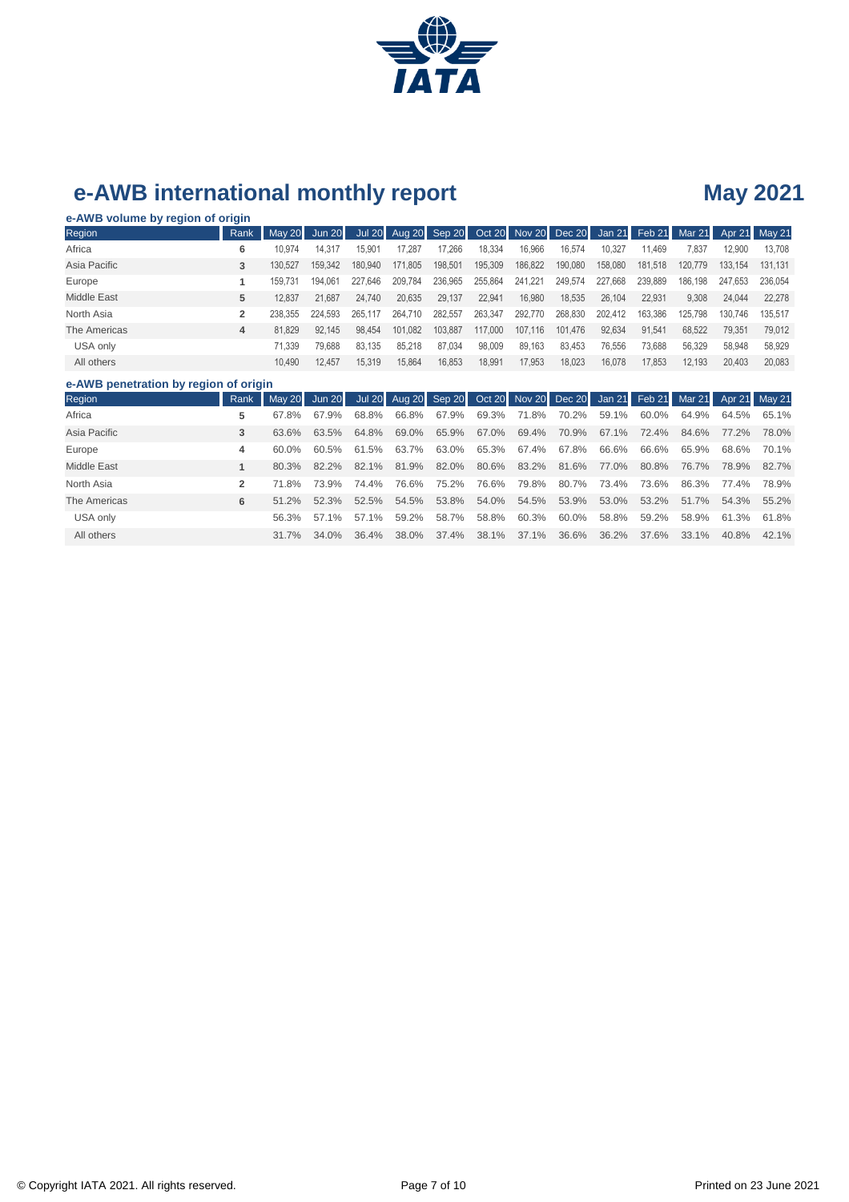# e-AWB international monthly report

## May 2021

### e-AWB volume by region of origin

| Region | Rank | May 20 | Jun 20 | Jul 20 | Aug 20 | Sep 20 | Oct 20 | Nov 20 | Dec 20 | Jan 21 | Feb 21 | Mar 21 | Apr 21 | May 21 |
|---|---|---|---|---|---|---|---|---|---|---|---|---|---|---|
| Africa | 6 | 10,974 | 14,317 | 15,901 | 17,287 | 17,266 | 18,334 | 16,966 | 16,574 | 10,327 | 11,469 | 7,837 | 12,900 | 13,708 |
| Asia Pacific | 3 | 130,527 | 159,342 | 180,940 | 171,805 | 198,501 | 195,309 | 186,822 | 190,080 | 158,080 | 181,518 | 120,779 | 133,154 | 131,131 |
| Europe | 1 | 159,731 | 194,061 | 227,646 | 209,784 | 236,965 | 255,864 | 241,221 | 249,574 | 227,668 | 239,889 | 186,198 | 247,653 | 236,054 |
| Middle East | 5 | 12,837 | 21,687 | 24,740 | 20,635 | 29,137 | 22,941 | 16,980 | 18,535 | 26,104 | 22,931 | 9,308 | 24,044 | 22,278 |
| North Asia | 2 | 238,355 | 224,593 | 265,117 | 264,710 | 282,557 | 263,347 | 292,770 | 268,830 | 202,412 | 163,386 | 125,798 | 130,746 | 135,517 |
| The Americas | 4 | 81,829 | 92,145 | 98,454 | 101,082 | 103,887 | 117,000 | 107,116 | 101,476 | 92,634 | 91,541 | 68,522 | 79,351 | 79,012 |
| USA only | | 71,339 | 79,688 | 83,135 | 85,218 | 87,034 | 98,009 | 89,163 | 83,453 | 76,556 | 73,688 | 56,329 | 58,948 | 58,929 |
| All others | | 10,490 | 12,457 | 15,319 | 15,864 | 16,853 | 18,991 | 17,953 | 18,023 | 16,078 | 17,853 | 12,193 | 20,403 | 20,083 |

### e-AWB penetration by region of origin

| Region | Rank | May 20 | Jun 20 | Jul 20 | Aug 20 | Sep 20 | Oct 20 | Nov 20 | Dec 20 | Jan 21 | Feb 21 | Mar 21 | Apr 21 | May 21 |
|---|---|---|---|---|---|---|---|---|---|---|---|---|---|---|
| Africa | 5 | 67.8% | 67.9% | 68.8% | 66.8% | 67.9% | 69.3% | 71.8% | 70.2% | 59.1% | 60.0% | 64.9% | 64.5% | 65.1% |
| Asia Pacific | 3 | 63.6% | 63.5% | 64.8% | 69.0% | 65.9% | 67.0% | 69.4% | 70.9% | 67.1% | 72.4% | 84.6% | 77.2% | 78.0% |
| Europe | 4 | 60.0% | 60.5% | 61.5% | 63.7% | 63.0% | 65.3% | 67.4% | 67.8% | 66.6% | 66.6% | 65.9% | 68.6% | 70.1% |
| Middle East | 1 | 80.3% | 82.2% | 82.1% | 81.9% | 82.0% | 80.6% | 83.2% | 81.6% | 77.0% | 80.8% | 76.7% | 78.9% | 82.7% |
| North Asia | 2 | 71.8% | 73.9% | 74.4% | 76.6% | 75.2% | 76.6% | 79.8% | 80.7% | 73.4% | 73.6% | 86.3% | 77.4% | 78.9% |
| The Americas | 6 | 51.2% | 52.3% | 52.5% | 54.5% | 53.8% | 54.0% | 54.5% | 53.9% | 53.0% | 53.2% | 51.7% | 54.3% | 55.2% |
| USA only | | 56.3% | 57.1% | 57.1% | 59.2% | 58.7% | 58.8% | 60.3% | 60.0% | 58.8% | 59.2% | 58.9% | 61.3% | 61.8% |
| All others | | 31.7% | 34.0% | 36.4% | 38.0% | 37.4% | 38.1% | 37.1% | 36.6% | 36.2% | 37.6% | 33.1% | 40.8% | 42.1% |

© Copyright IATA 2021. All rights reserved.

Printed on 23 June 2021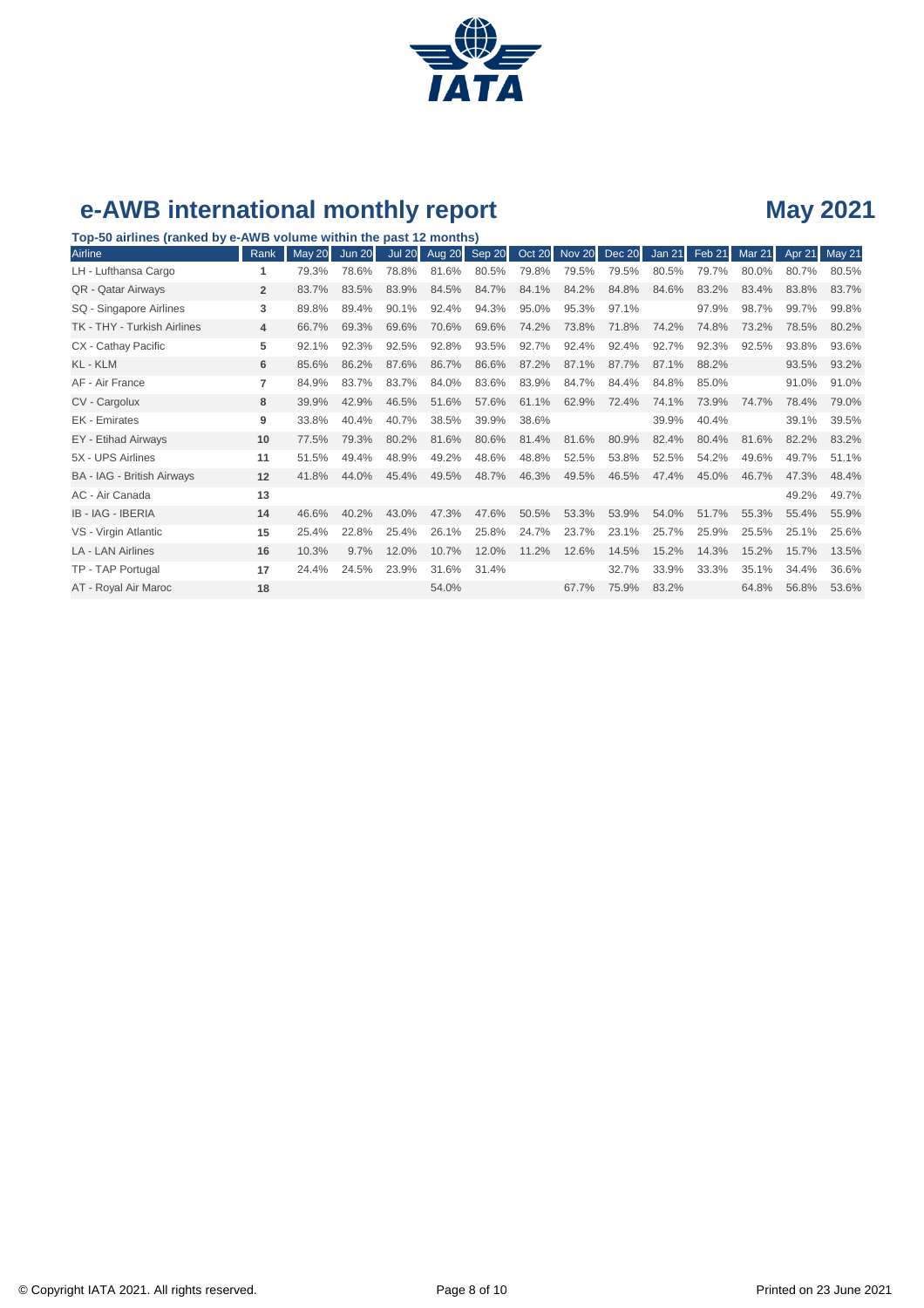# e-AWB international monthly report

## May 2021

**Top-50 airlines (ranked by e-AWB volume within the past 12 months)**

| Airline | Rank | May 20 | Jun 20 | Jul 20 | Aug 20 | Sep 20 | Oct 20 | Nov 20 | Dec 20 | Jan 21 | Feb 21 | Mar 21 | Apr 21 | May 21 |
|---|---|---|---|---|---|---|---|---|---|---|---|---|---|---|
| LH - Lufthansa Cargo | 1 | 79.3% | 78.6% | 78.8% | 81.6% | 80.5% | 79.8% | 79.5% | 79.5% | 80.5% | 79.7% | 80.0% | 80.7% | 80.5% |
| QR - Qatar Airways | 2 | 83.7% | 83.5% | 83.9% | 84.5% | 84.7% | 84.1% | 84.2% | 84.8% | 84.6% | 83.2% | 83.4% | 83.8% | 83.7% |
| SQ - Singapore Airlines | 3 | 89.8% | 89.4% | 90.1% | 92.4% | 94.3% | 95.0% | 95.3% | 97.1% | | 97.9% | 98.7% | 99.7% | 99.8% |
| TK - THY - Turkish Airlines | 4 | 66.7% | 69.3% | 69.6% | 70.6% | 69.6% | 74.2% | 73.8% | 71.8% | 74.2% | 74.8% | 73.2% | 78.5% | 80.2% |
| CX - Cathay Pacific | 5 | 92.1% | 92.3% | 92.5% | 92.8% | 93.5% | 92.7% | 92.4% | 92.4% | 92.7% | 92.3% | 92.5% | 93.8% | 93.6% |
| KL - KLM | 6 | 85.6% | 86.2% | 87.6% | 86.7% | 86.6% | 87.2% | 87.1% | 87.7% | 87.1% | 88.2% | | 93.5% | 93.2% |
| AF - Air France | 7 | 84.9% | 83.7% | 83.7% | 84.0% | 83.6% | 83.9% | 84.7% | 84.4% | 84.8% | 85.0% | | 91.0% | 91.0% |
| CV - Cargolux | 8 | 39.9% | 42.9% | 46.5% | 51.6% | 57.6% | 61.1% | 62.9% | 72.4% | 74.1% | 73.9% | 74.7% | 78.4% | 79.0% |
| EK - Emirates | 9 | 33.8% | 40.4% | 40.7% | 38.5% | 39.9% | 38.6% | | | 39.9% | 40.4% | | 39.1% | 39.5% |
| EY - Etihad Airways | 10 | 77.5% | 79.3% | 80.2% | 81.6% | 80.6% | 81.4% | 81.6% | 80.9% | 82.4% | 80.4% | 81.6% | 82.2% | 83.2% |
| 5X - UPS Airlines | 11 | 51.5% | 49.4% | 48.9% | 49.2% | 48.6% | 48.8% | 52.5% | 53.8% | 52.5% | 54.2% | 49.6% | 49.7% | 51.1% |
| BA - IAG - British Airways | 12 | 41.8% | 44.0% | 45.4% | 49.5% | 48.7% | 46.3% | 49.5% | 46.5% | 47.4% | 45.0% | 46.7% | 47.3% | 48.4% |
| AC - Air Canada | 13 | | | | | | | | | | | | 49.2% | 49.7% |
| IB - IAG - IBERIA | 14 | 46.6% | 40.2% | 43.0% | 47.3% | 47.6% | 50.5% | 53.3% | 53.9% | 54.0% | 51.7% | 55.3% | 55.4% | 55.9% |
| VS - Virgin Atlantic | 15 | 25.4% | 22.8% | 25.4% | 26.1% | 25.8% | 24.7% | 23.7% | 23.1% | 25.7% | 25.9% | 25.5% | 25.1% | 25.6% |
| LA - LAN Airlines | 16 | 10.3% | 9.7% | 12.0% | 10.7% | 12.0% | 11.2% | 12.6% | 14.5% | 15.2% | 14.3% | 15.2% | 15.7% | 13.5% |
| TP - TAP Portugal | 17 | 24.4% | 24.5% | 23.9% | 31.6% | 31.4% | | | 32.7% | 33.9% | 33.3% | 35.1% | 34.4% | 36.6% |
| AT - Royal Air Maroc | 18 | | | | 54.0% | | | 67.7% | 75.9% | 83.2% | | 64.8% | 56.8% | 53.6% |

© Copyright IATA 2021. All rights reserved.

Printed on 23 June 2021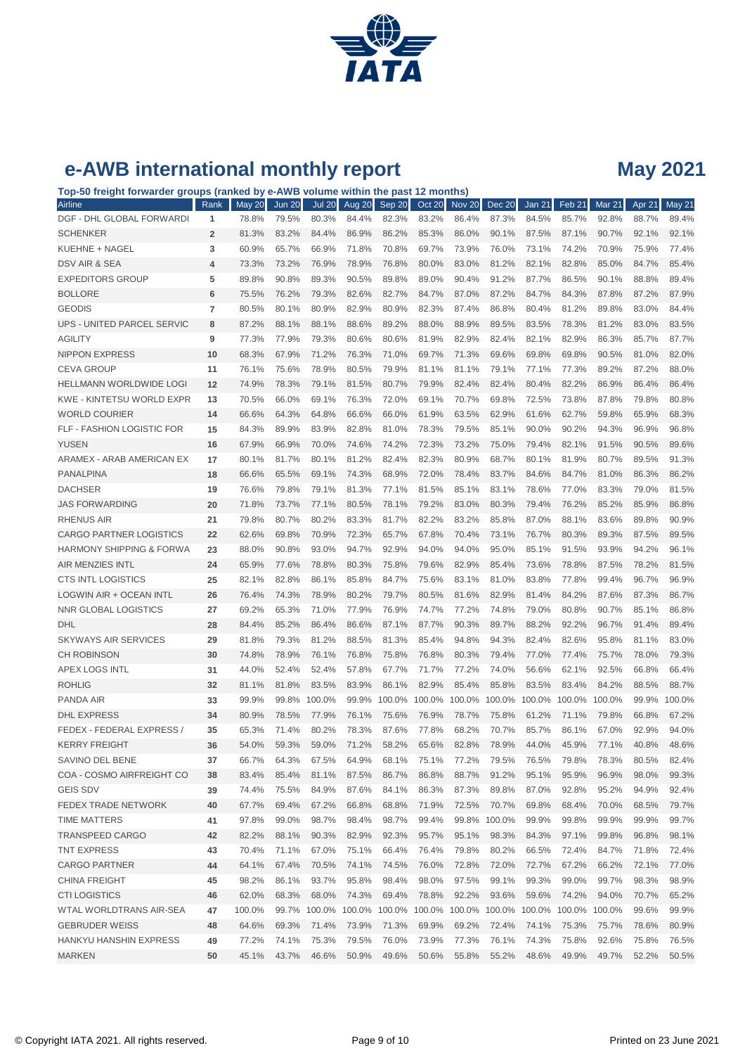# e-AWB international monthly report

**May 2021**

**Top-50 freight forwarder groups (ranked by e-AWB volume within the past 12 months)**

| Airline | Rank | May 20 | Jun 20 | Jul 20 | Aug 20 | Sep 20 | Oct 20 | Nov 20 | Dec 20 | Jan 21 | Feb 21 | Mar 21 | Apr 21 | May 21 |
|---|---|---|---|---|---|---|---|---|---|---|---|---|---|---|
| DGF - DHL GLOBAL FORWARDI | 1 | 78.8% | 79.5% | 80.3% | 84.4% | 82.3% | 83.2% | 86.4% | 87.3% | 84.5% | 85.7% | 92.8% | 88.7% | 89.4% |
| SCHENKER | 2 | 81.3% | 83.2% | 84.4% | 86.9% | 86.2% | 85.3% | 86.0% | 90.1% | 87.5% | 87.1% | 90.7% | 92.1% | 92.1% |
| KUEHNE + NAGEL | 3 | 60.9% | 65.7% | 66.9% | 71.8% | 70.8% | 69.7% | 73.9% | 76.0% | 73.1% | 74.2% | 70.9% | 75.9% | 77.4% |
| DSV AIR & SEA | 4 | 73.3% | 73.2% | 76.9% | 78.9% | 76.8% | 80.0% | 83.0% | 81.2% | 82.1% | 82.8% | 85.0% | 84.7% | 85.4% |
| EXPEDITORS GROUP | 5 | 89.8% | 90.8% | 89.3% | 90.5% | 89.8% | 89.0% | 90.4% | 91.2% | 87.7% | 86.5% | 90.1% | 88.8% | 89.4% |
| BOLLORE | 6 | 75.5% | 76.2% | 79.3% | 82.6% | 82.7% | 84.7% | 87.0% | 87.2% | 84.7% | 84.3% | 87.8% | 87.2% | 87.9% |
| GEODIS | 7 | 80.5% | 80.1% | 80.9% | 82.9% | 80.9% | 82.3% | 87.4% | 86.8% | 80.4% | 81.2% | 89.8% | 83.0% | 84.4% |
| UPS - UNITED PARCEL SERVIC | 8 | 87.2% | 88.1% | 88.1% | 88.6% | 89.2% | 88.0% | 88.9% | 89.5% | 83.5% | 78.3% | 81.2% | 83.0% | 83.5% |
| AGILITY | 9 | 77.3% | 77.9% | 79.3% | 80.6% | 80.6% | 81.9% | 82.9% | 82.4% | 82.1% | 82.9% | 86.3% | 85.7% | 87.7% |
| NIPPON EXPRESS | 10 | 68.3% | 67.9% | 71.2% | 76.3% | 71.0% | 69.7% | 71.3% | 69.6% | 69.8% | 69.8% | 90.5% | 81.0% | 82.0% |
| CEVA GROUP | 11 | 76.1% | 75.6% | 78.9% | 80.5% | 79.9% | 81.1% | 81.1% | 79.1% | 77.1% | 77.3% | 89.2% | 87.2% | 88.0% |
| HELLMANN WORLDWIDE LOGI | 12 | 74.9% | 78.3% | 79.1% | 81.5% | 80.7% | 79.9% | 82.4% | 82.4% | 80.4% | 82.2% | 86.9% | 86.4% | 86.4% |
| KWE - KINTETSU WORLD EXPR | 13 | 70.5% | 66.0% | 69.1% | 76.3% | 72.0% | 69.1% | 70.7% | 69.8% | 72.5% | 73.8% | 87.8% | 79.8% | 80.8% |
| WORLD COURIER | 14 | 66.6% | 64.3% | 64.8% | 66.6% | 66.0% | 61.9% | 63.5% | 62.9% | 61.6% | 62.7% | 59.8% | 65.9% | 68.3% |
| FLF - FASHION LOGISTIC FOR | 15 | 84.3% | 89.9% | 83.9% | 82.8% | 81.0% | 78.3% | 79.5% | 85.1% | 90.0% | 90.2% | 94.3% | 96.9% | 96.8% |
| YUSEN | 16 | 67.9% | 66.9% | 70.0% | 74.6% | 74.2% | 72.3% | 73.2% | 75.0% | 79.4% | 82.1% | 91.5% | 90.5% | 89.6% |
| ARAMEX - ARAB AMERICAN EX | 17 | 80.1% | 81.7% | 80.1% | 81.2% | 82.4% | 82.3% | 80.9% | 68.7% | 80.1% | 81.9% | 80.7% | 89.5% | 91.3% |
| PANALPINA | 18 | 66.6% | 65.5% | 69.1% | 74.3% | 68.9% | 72.0% | 78.4% | 83.7% | 84.6% | 84.7% | 81.0% | 86.3% | 86.2% |
| DACHSER | 19 | 76.6% | 79.8% | 79.1% | 81.3% | 77.1% | 81.5% | 85.1% | 83.1% | 78.6% | 77.0% | 83.3% | 79.0% | 81.5% |
| JAS FORWARDING | 20 | 71.8% | 73.7% | 77.1% | 80.5% | 78.1% | 79.2% | 83.0% | 80.3% | 79.4% | 76.2% | 85.2% | 85.9% | 86.8% |
| RHENUS AIR | 21 | 79.8% | 80.7% | 80.2% | 83.3% | 81.7% | 82.2% | 83.2% | 85.8% | 87.0% | 88.1% | 83.6% | 89.8% | 90.9% |
| CARGO PARTNER LOGISTICS | 22 | 62.6% | 69.8% | 70.9% | 72.3% | 65.7% | 67.8% | 70.4% | 73.1% | 76.7% | 80.3% | 89.3% | 87.5% | 89.5% |
| HARMONY SHIPPING & FORWA | 23 | 88.0% | 90.8% | 93.0% | 94.7% | 92.9% | 94.0% | 94.0% | 95.0% | 85.1% | 91.5% | 93.9% | 94.2% | 96.1% |
| AIR MENZIES INTL | 24 | 65.9% | 77.6% | 78.8% | 80.3% | 75.8% | 79.6% | 82.9% | 85.4% | 73.6% | 78.8% | 87.5% | 78.2% | 81.5% |
| CTS INTL LOGISTICS | 25 | 82.1% | 82.8% | 86.1% | 85.8% | 84.7% | 75.6% | 83.1% | 81.0% | 83.8% | 77.8% | 99.4% | 96.7% | 96.9% |
| LOGWIN AIR + OCEAN INTL | 26 | 76.4% | 74.3% | 78.9% | 80.2% | 79.7% | 80.5% | 81.6% | 82.9% | 81.4% | 84.2% | 87.6% | 87.3% | 86.7% |
| NNR GLOBAL LOGISTICS | 27 | 69.2% | 65.3% | 71.0% | 77.9% | 76.9% | 74.7% | 77.2% | 74.8% | 79.0% | 80.8% | 90.7% | 85.1% | 86.8% |
| DHL | 28 | 84.4% | 85.2% | 86.4% | 86.6% | 87.1% | 87.7% | 90.3% | 89.7% | 88.2% | 92.2% | 96.7% | 91.4% | 89.4% |
| SKYWAYS AIR SERVICES | 29 | 81.8% | 79.3% | 81.2% | 88.5% | 81.3% | 85.4% | 94.8% | 94.3% | 82.4% | 82.6% | 95.8% | 81.1% | 83.0% |
| CH ROBINSON | 30 | 74.8% | 78.9% | 76.1% | 76.8% | 75.8% | 76.8% | 80.3% | 79.4% | 77.0% | 77.4% | 75.7% | 78.0% | 79.3% |
| APEX LOGS INTL | 31 | 44.0% | 52.4% | 52.4% | 57.8% | 67.7% | 71.7% | 77.2% | 74.0% | 56.6% | 62.1% | 92.5% | 66.8% | 66.4% |
| ROHLIG | 32 | 81.1% | 81.8% | 83.5% | 83.9% | 86.1% | 82.9% | 85.4% | 85.8% | 83.5% | 83.4% | 84.2% | 88.5% | 88.7% |
| PANDA AIR | 33 | 99.9% | 99.8% | 100.0% | 99.9% | 100.0% | 100.0% | 100.0% | 100.0% | 100.0% | 100.0% | 100.0% | 99.9% | 100.0% |
| DHL EXPRESS | 34 | 80.9% | 78.5% | 77.9% | 76.1% | 75.6% | 76.9% | 78.7% | 75.8% | 61.2% | 71.1% | 79.8% | 66.8% | 67.2% |
| FEDEX - FEDERAL EXPRESS / | 35 | 65.3% | 71.4% | 80.2% | 78.3% | 87.6% | 77.8% | 68.2% | 70.7% | 85.7% | 86.1% | 67.0% | 92.9% | 94.0% |
| KERRY FREIGHT | 36 | 54.0% | 59.3% | 59.0% | 71.2% | 58.2% | 65.6% | 82.8% | 78.9% | 44.0% | 45.9% | 77.1% | 40.8% | 48.6% |
| SAVINO DEL BENE | 37 | 66.7% | 64.3% | 67.5% | 64.9% | 68.1% | 75.1% | 77.2% | 79.5% | 76.5% | 79.8% | 78.3% | 80.5% | 82.4% |
| COA - COSMO AIRFREIGHT CO | 38 | 83.4% | 85.4% | 81.1% | 87.5% | 86.7% | 86.8% | 88.7% | 91.2% | 95.1% | 95.9% | 96.9% | 98.0% | 99.3% |
| GEIS SDV | 39 | 74.4% | 75.5% | 84.9% | 87.6% | 84.1% | 86.3% | 87.3% | 89.8% | 87.0% | 92.8% | 95.2% | 94.9% | 92.4% |
| FEDEX TRADE NETWORK | 40 | 67.7% | 69.4% | 67.2% | 66.8% | 68.8% | 71.9% | 72.5% | 70.7% | 69.8% | 68.4% | 70.0% | 68.5% | 79.7% |
| TIME MATTERS | 41 | 97.8% | 99.0% | 98.7% | 98.4% | 98.7% | 99.4% | 99.8% | 100.0% | 99.9% | 99.8% | 99.9% | 99.9% | 99.7% |
| TRANSPEED CARGO | 42 | 82.2% | 88.1% | 90.3% | 82.9% | 92.3% | 95.7% | 95.1% | 98.3% | 84.3% | 97.1% | 99.8% | 96.8% | 98.1% |
| TNT EXPRESS | 43 | 70.4% | 71.1% | 67.0% | 75.1% | 66.4% | 76.4% | 79.8% | 80.2% | 66.5% | 72.4% | 84.7% | 71.8% | 72.4% |
| CARGO PARTNER | 44 | 64.1% | 67.4% | 70.5% | 74.1% | 74.5% | 76.0% | 72.8% | 72.0% | 72.7% | 67.2% | 66.2% | 72.1% | 77.0% |
| CHINA FREIGHT | 45 | 98.2% | 86.1% | 93.7% | 95.8% | 98.4% | 98.0% | 97.5% | 99.1% | 99.3% | 99.0% | 99.7% | 98.3% | 98.9% |
| CTI LOGISTICS | 46 | 62.0% | 68.3% | 68.0% | 74.3% | 69.4% | 78.8% | 92.2% | 93.6% | 59.6% | 74.2% | 94.0% | 70.7% | 65.2% |
| WTAL WORLDTRANS AIR-SEA | 47 | 100.0% | 99.7% | 100.0% | 100.0% | 100.0% | 100.0% | 100.0% | 100.0% | 100.0% | 100.0% | 100.0% | 99.6% | 99.9% |
| GEBRUDER WEISS | 48 | 64.6% | 69.3% | 71.4% | 73.9% | 71.3% | 69.9% | 69.2% | 72.4% | 74.1% | 75.3% | 75.7% | 78.6% | 80.9% |
| HANKYU HANSHIN EXPRESS | 49 | 77.2% | 74.1% | 75.3% | 79.5% | 76.0% | 73.9% | 77.3% | 76.1% | 74.3% | 75.8% | 92.6% | 75.8% | 76.5% |
| MARKEN | 50 | 45.1% | 43.7% | 46.6% | 50.9% | 49.6% | 50.6% | 55.8% | 55.2% | 48.6% | 49.9% | 49.7% | 52.2% | 50.5% |

© Copyright IATA 2021. All rights reserved.

Printed on 23 June 2021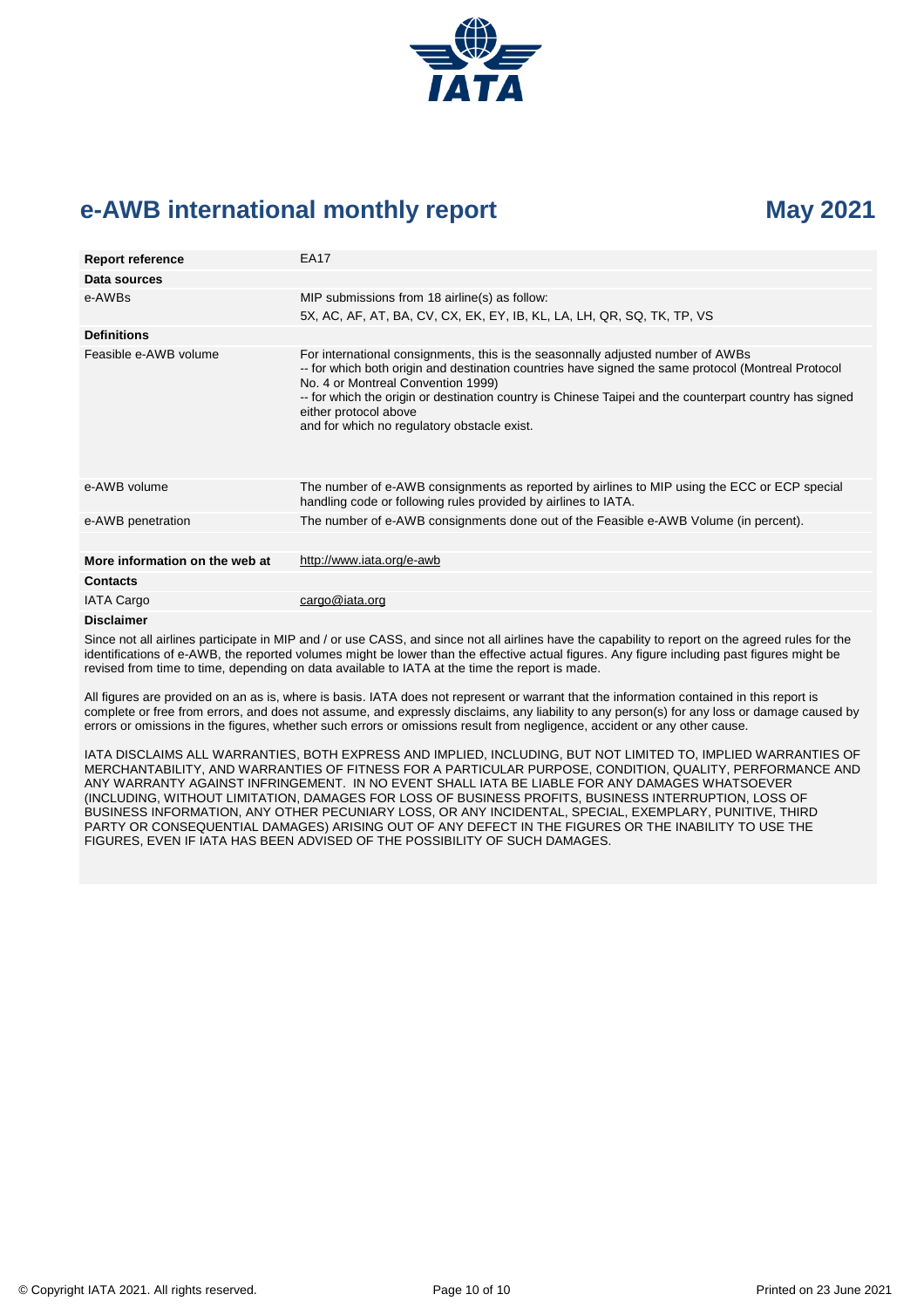# e-AWB international monthly report

# May 2021

| | |
|---|---|
| **Report reference** | EA17 |
| **Data sources** | |
| e-AWBs | MIP submissions from 18 airline(s) as follow:<br>5X, AC, AF, AT, BA, CV, CX, EK, EY, IB, KL, LA, LH, QR, SQ, TK, TP, VS |
| **Definitions** | |
| Feasible e-AWB volume | For international consignments, this is the seasonnally adjusted number of AWBs<br>-- for which both origin and destination countries have signed the same protocol (Montreal Protocol No. 4 or Montreal Convention 1999)<br>-- for which the origin or destination country is Chinese Taipei and the counterpart country has signed either protocol above<br>and for which no regulatory obstacle exist. |
| e-AWB volume | The number of e-AWB consignments as reported by airlines to MIP using the ECC or ECP special handling code or following rules provided by airlines to IATA. |
| e-AWB penetration | The number of e-AWB consignments done out of the Feasible e-AWB Volume (in percent). |
| **More information on the web at** | http://www.iata.org/e-awb |
| **Contacts** | |
| IATA Cargo | cargo@iata.org |

**Disclaimer**

Since not all airlines participate in MIP and / or use CASS, and since not all airlines have the capability to report on the agreed rules for the identifications of e-AWB, the reported volumes might be lower than the effective actual figures. Any figure including past figures might be revised from time to time, depending on data available to IATA at the time the report is made.

All figures are provided on an as is, where is basis. IATA does not represent or warrant that the information contained in this report is complete or free from errors, and does not assume, and expressly disclaims, any liability to any person(s) for any loss or damage caused by errors or omissions in the figures, whether such errors or omissions result from negligence, accident or any other cause.

IATA DISCLAIMS ALL WARRANTIES, BOTH EXPRESS AND IMPLIED, INCLUDING, BUT NOT LIMITED TO, IMPLIED WARRANTIES OF MERCHANTABILITY, AND WARRANTIES OF FITNESS FOR A PARTICULAR PURPOSE, CONDITION, QUALITY, PERFORMANCE AND ANY WARRANTY AGAINST INFRINGEMENT. IN NO EVENT SHALL IATA BE LIABLE FOR ANY DAMAGES WHATSOEVER (INCLUDING, WITHOUT LIMITATION, DAMAGES FOR LOSS OF BUSINESS PROFITS, BUSINESS INTERRUPTION, LOSS OF BUSINESS INFORMATION, ANY OTHER PECUNIARY LOSS, OR ANY INCIDENTAL, SPECIAL, EXEMPLARY, PUNITIVE, THIRD PARTY OR CONSEQUENTIAL DAMAGES) ARISING OUT OF ANY DEFECT IN THE FIGURES OR THE INABILITY TO USE THE FIGURES, EVEN IF IATA HAS BEEN ADVISED OF THE POSSIBILITY OF SUCH DAMAGES.

© Copyright IATA 2021. All rights reserved.

Printed on 23 June 2021